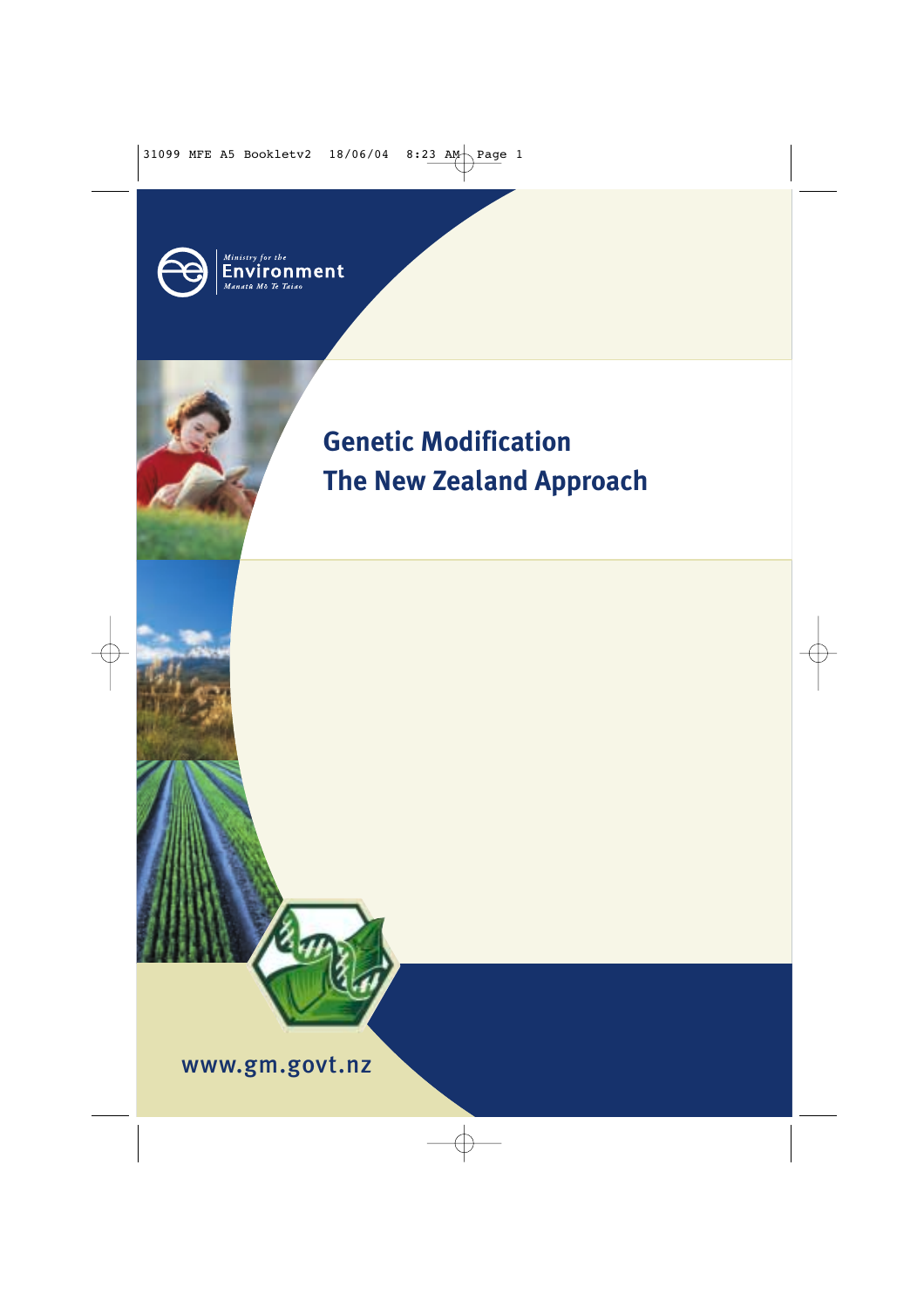Ministry for the Environment

Manatū Mō Te Taiao

# Genetic Modification

# The New Zealand Approach

www.gm.govt.nz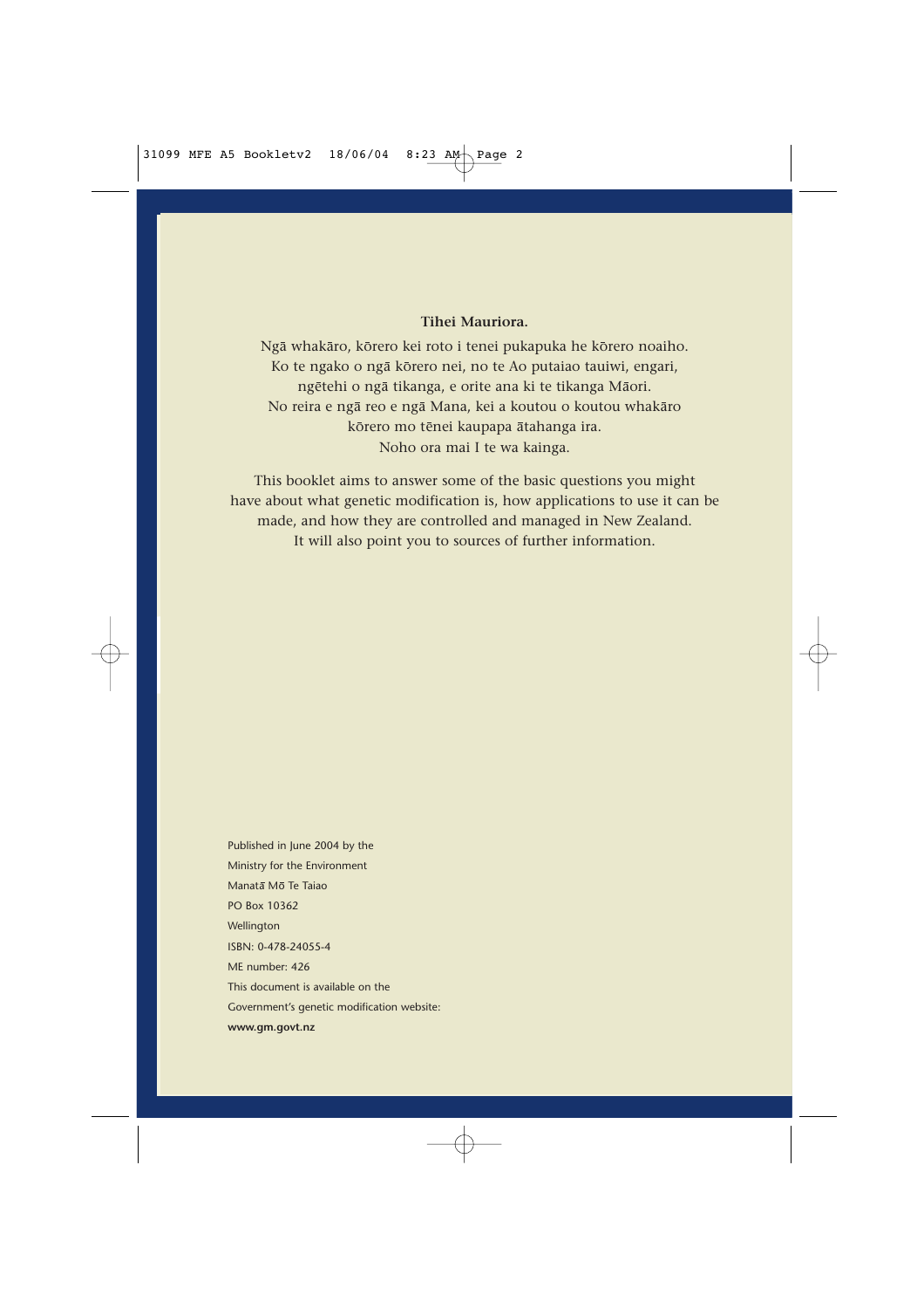**Tihei Mauriora.**

Ngā whakāro, kōrero kei roto i tenei pukapuka he kōrero noaiho.
Ko te ngako o ngā kōrero nei, no te Ao putaiao tauiwi, engari,
ngētehi o ngā tikanga, e orite ana ki te tikanga Māori.
No reira e ngā reo e ngā Mana, kei a koutou o koutou whakāro
kōrero mo tēnei kaupapa ātahanga ira.
Noho ora mai I te wa kainga.

This booklet aims to answer some of the basic questions you might have about what genetic modification is, how applications to use it can be made, and how they are controlled and managed in New Zealand. It will also point you to sources of further information.

Published in June 2004 by the
Ministry for the Environment
Manatū Mō Te Taiao
PO Box 10362
Wellington
ISBN: 0-478-24055-4
ME number: 426
This document is available on the
Government's genetic modification website:
**www.gm.govt.nz**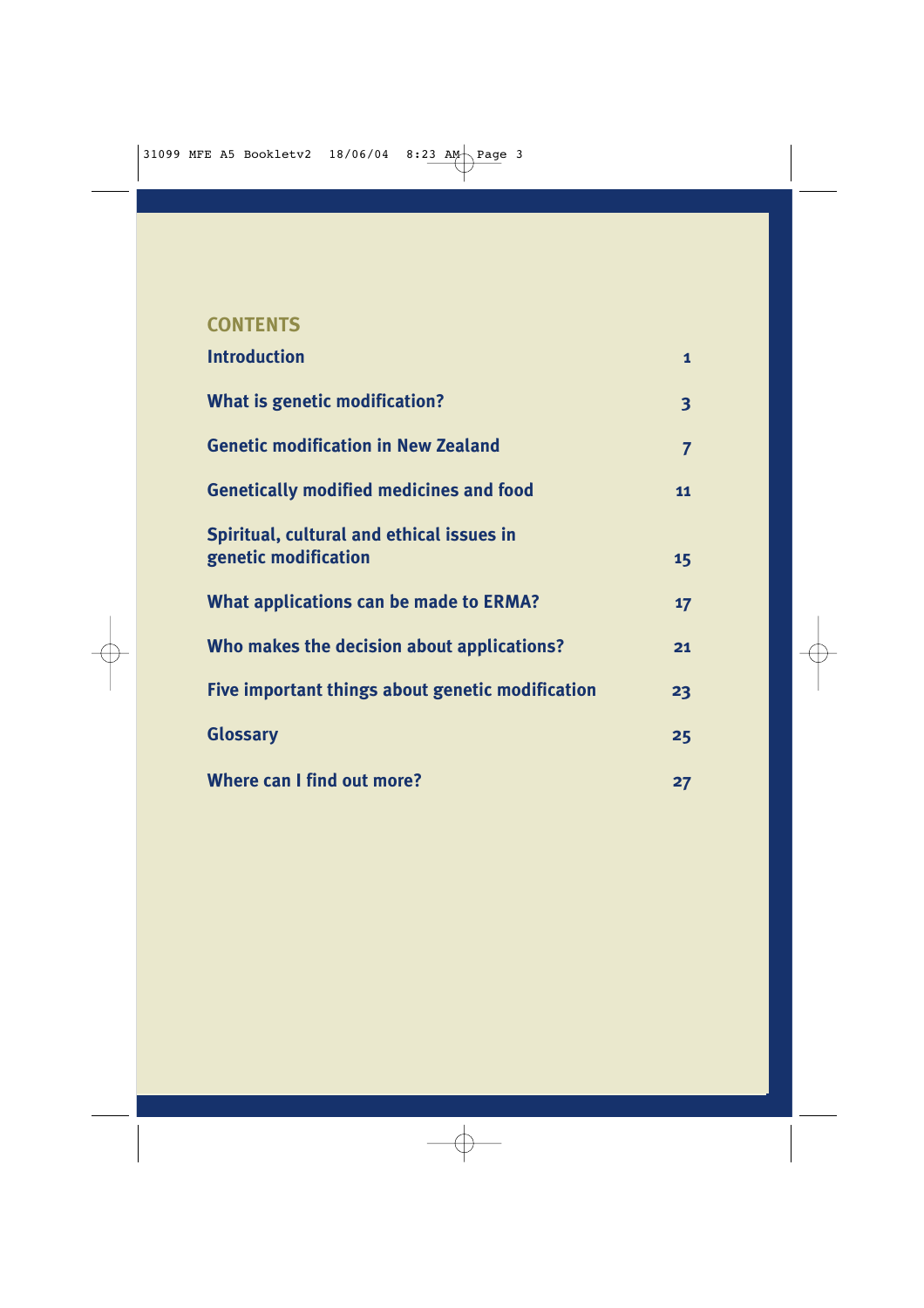## CONTENTS

| | |
|---|---|
| **Introduction** | 1 |
| **What is genetic modification?** | 3 |
| **Genetic modification in New Zealand** | 7 |
| **Genetically modified medicines and food** | 11 |
| **Spiritual, cultural and ethical issues in genetic modification** | 15 |
| **What applications can be made to ERMA?** | 17 |
| **Who makes the decision about applications?** | 21 |
| **Five important things about genetic modification** | 23 |
| **Glossary** | 25 |
| **Where can I find out more?** | 27 |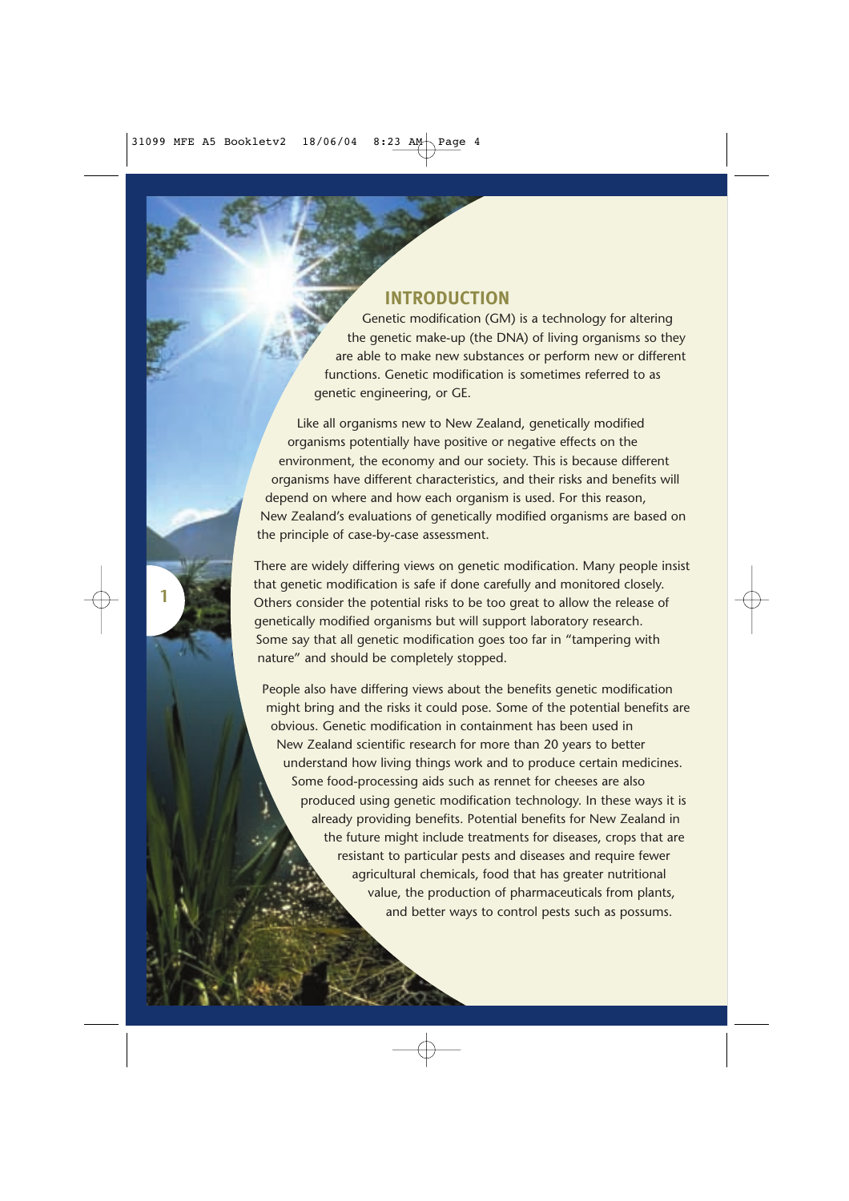## INTRODUCTION

Genetic modification (GM) is a technology for altering the genetic make-up (the DNA) of living organisms so they are able to make new substances or perform new or different functions. Genetic modification is sometimes referred to as genetic engineering, or GE.

Like all organisms new to New Zealand, genetically modified organisms potentially have positive or negative effects on the environment, the economy and our society. This is because different organisms have different characteristics, and their risks and benefits will depend on where and how each organism is used. For this reason, New Zealand's evaluations of genetically modified organisms are based on the principle of case-by-case assessment.

There are widely differing views on genetic modification. Many people insist that genetic modification is safe if done carefully and monitored closely. Others consider the potential risks to be too great to allow the release of genetically modified organisms but will support laboratory research. Some say that all genetic modification goes too far in "tampering with nature" and should be completely stopped.

People also have differing views about the benefits genetic modification might bring and the risks it could pose. Some of the potential benefits are obvious. Genetic modification in containment has been used in New Zealand scientific research for more than 20 years to better understand how living things work and to produce certain medicines. Some food-processing aids such as rennet for cheeses are also produced using genetic modification technology. In these ways it is already providing benefits. Potential benefits for New Zealand in the future might include treatments for diseases, crops that are resistant to particular pests and diseases and require fewer agricultural chemicals, food that has greater nutritional value, the production of pharmaceuticals from plants, and better ways to control pests such as possums.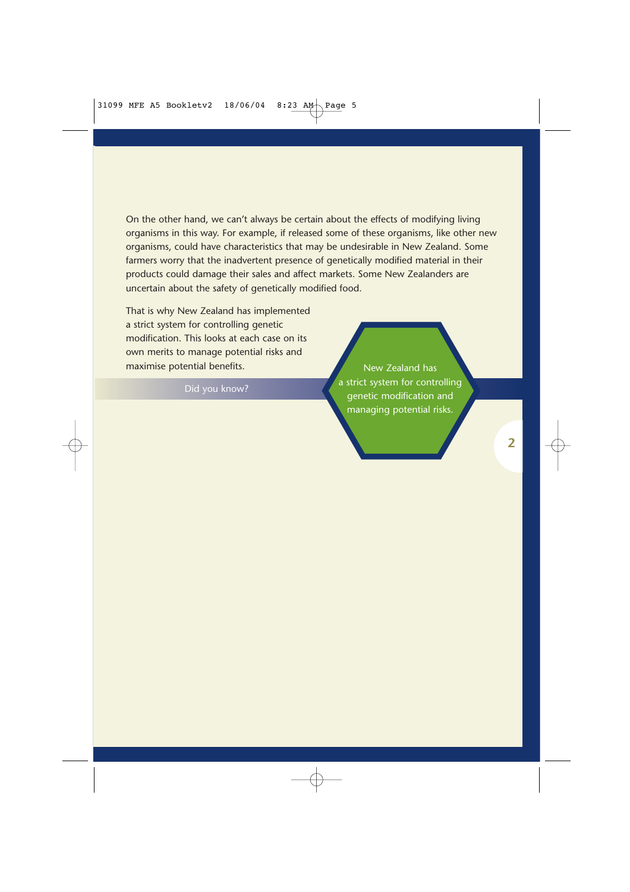On the other hand, we can't always be certain about the effects of modifying living organisms in this way. For example, if released some of these organisms, like other new organisms, could have characteristics that may be undesirable in New Zealand. Some farmers worry that the inadvertent presence of genetically modified material in their products could damage their sales and affect markets. Some New Zealanders are uncertain about the safety of genetically modified food.

That is why New Zealand has implemented a strict system for controlling genetic modification. This looks at each case on its own merits to manage potential risks and maximise potential benefits.

Did you know?

New Zealand has a strict system for controlling genetic modification and managing potential risks.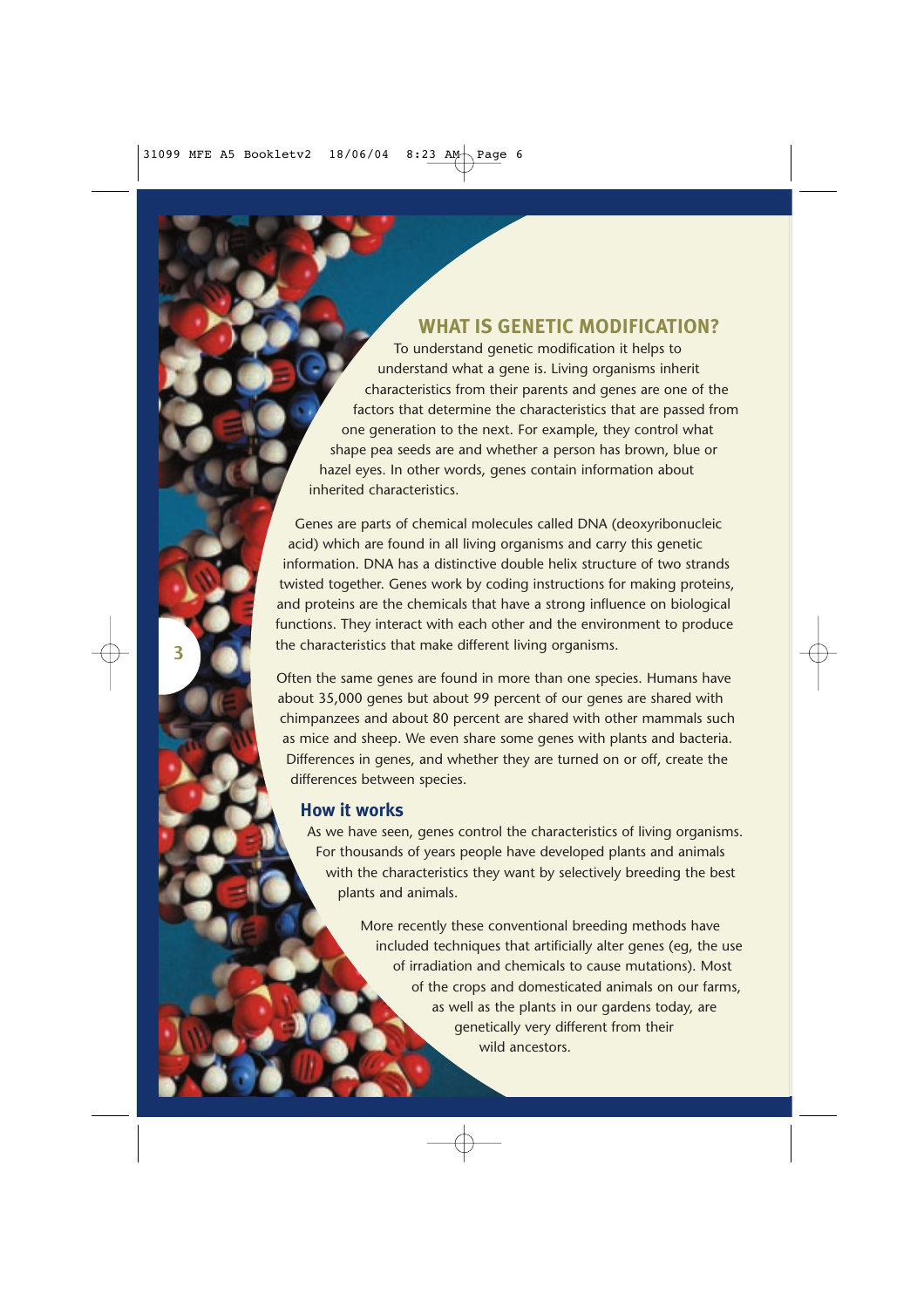## WHAT IS GENETIC MODIFICATION?

To understand genetic modification it helps to understand what a gene is. Living organisms inherit characteristics from their parents and genes are one of the factors that determine the characteristics that are passed from one generation to the next. For example, they control what shape pea seeds are and whether a person has brown, blue or hazel eyes. In other words, genes contain information about inherited characteristics.

Genes are parts of chemical molecules called DNA (deoxyribonucleic acid) which are found in all living organisms and carry this genetic information. DNA has a distinctive double helix structure of two strands twisted together. Genes work by coding instructions for making proteins, and proteins are the chemicals that have a strong influence on biological functions. They interact with each other and the environment to produce the characteristics that make different living organisms.

Often the same genes are found in more than one species. Humans have about 35,000 genes but about 99 percent of our genes are shared with chimpanzees and about 80 percent are shared with other mammals such as mice and sheep. We even share some genes with plants and bacteria. Differences in genes, and whether they are turned on or off, create the differences between species.

### How it works

As we have seen, genes control the characteristics of living organisms. For thousands of years people have developed plants and animals with the characteristics they want by selectively breeding the best plants and animals.

More recently these conventional breeding methods have included techniques that artificially alter genes (eg, the use of irradiation and chemicals to cause mutations). Most of the crops and domesticated animals on our farms, as well as the plants in our gardens today, are genetically very different from their wild ancestors.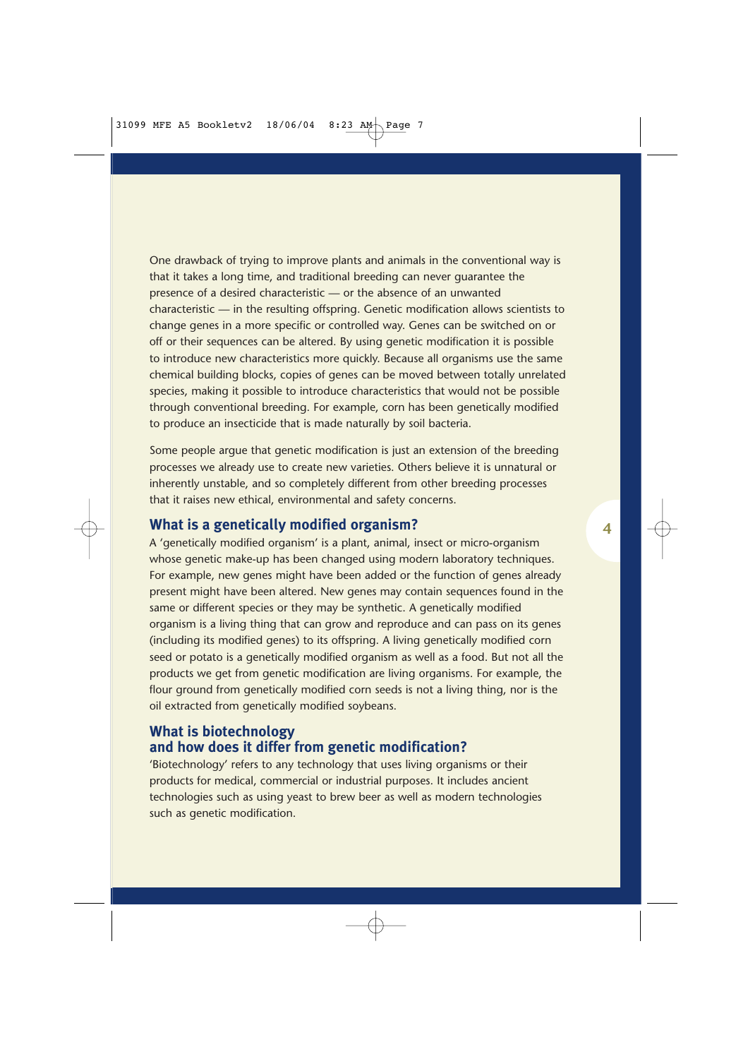One drawback of trying to improve plants and animals in the conventional way is that it takes a long time, and traditional breeding can never guarantee the presence of a desired characteristic — or the absence of an unwanted characteristic — in the resulting offspring. Genetic modification allows scientists to change genes in a more specific or controlled way. Genes can be switched on or off or their sequences can be altered. By using genetic modification it is possible to introduce new characteristics more quickly. Because all organisms use the same chemical building blocks, copies of genes can be moved between totally unrelated species, making it possible to introduce characteristics that would not be possible through conventional breeding. For example, corn has been genetically modified to produce an insecticide that is made naturally by soil bacteria.

Some people argue that genetic modification is just an extension of the breeding processes we already use to create new varieties. Others believe it is unnatural or inherently unstable, and so completely different from other breeding processes that it raises new ethical, environmental and safety concerns.

## What is a genetically modified organism?

A 'genetically modified organism' is a plant, animal, insect or micro-organism whose genetic make-up has been changed using modern laboratory techniques. For example, new genes might have been added or the function of genes already present might have been altered. New genes may contain sequences found in the same or different species or they may be synthetic. A genetically modified organism is a living thing that can grow and reproduce and can pass on its genes (including its modified genes) to its offspring. A living genetically modified corn seed or potato is a genetically modified organism as well as a food. But not all the products we get from genetic modification are living organisms. For example, the flour ground from genetically modified corn seeds is not a living thing, nor is the oil extracted from genetically modified soybeans.

## What is biotechnology and how does it differ from genetic modification?

'Biotechnology' refers to any technology that uses living organisms or their products for medical, commercial or industrial purposes. It includes ancient technologies such as using yeast to brew beer as well as modern technologies such as genetic modification.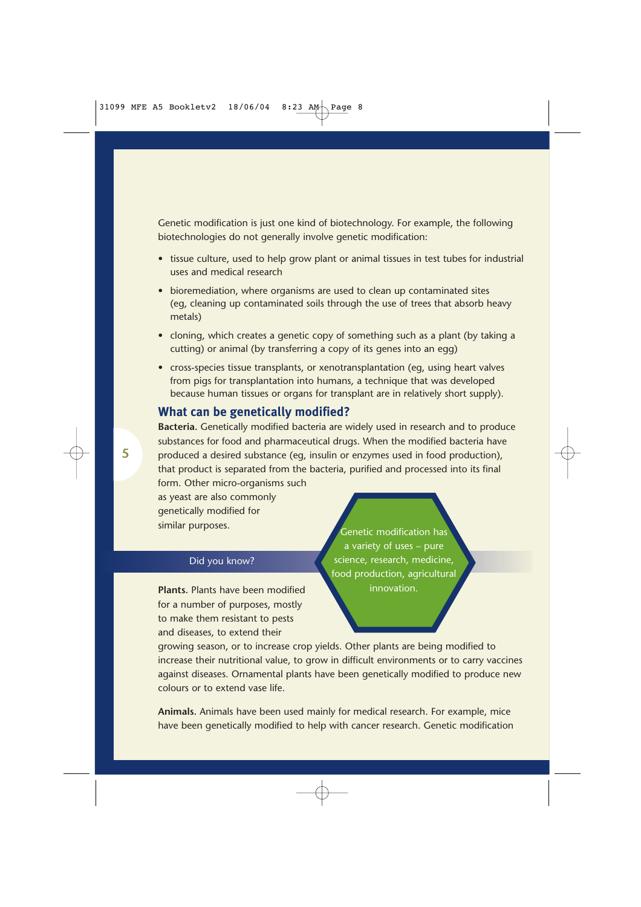Genetic modification is just one kind of biotechnology. For example, the following biotechnologies do not generally involve genetic modification:

- tissue culture, used to help grow plant or animal tissues in test tubes for industrial uses and medical research
- bioremediation, where organisms are used to clean up contaminated sites (eg, cleaning up contaminated soils through the use of trees that absorb heavy metals)
- cloning, which creates a genetic copy of something such as a plant (by taking a cutting) or animal (by transferring a copy of its genes into an egg)
- cross-species tissue transplants, or xenotransplantation (eg, using heart valves from pigs for transplantation into humans, a technique that was developed because human tissues or organs for transplant are in relatively short supply).

## What can be genetically modified?

**Bacteria.** Genetically modified bacteria are widely used in research and to produce substances for food and pharmaceutical drugs. When the modified bacteria have produced a desired substance (eg, insulin or enzymes used in food production), that product is separated from the bacteria, purified and processed into its final form. Other micro-organisms such as yeast are also commonly genetically modified for similar purposes.

**Did you know?**

Genetic modification has a variety of uses – pure science, research, medicine, food production, agricultural innovation.

**Plants.** Plants have been modified for a number of purposes, mostly to make them resistant to pests and diseases, to extend their growing season, or to increase crop yields. Other plants are being modified to increase their nutritional value, to grow in difficult environments or to carry vaccines against diseases. Ornamental plants have been genetically modified to produce new colours or to extend vase life.

**Animals.** Animals have been used mainly for medical research. For example, mice have been genetically modified to help with cancer research. Genetic modification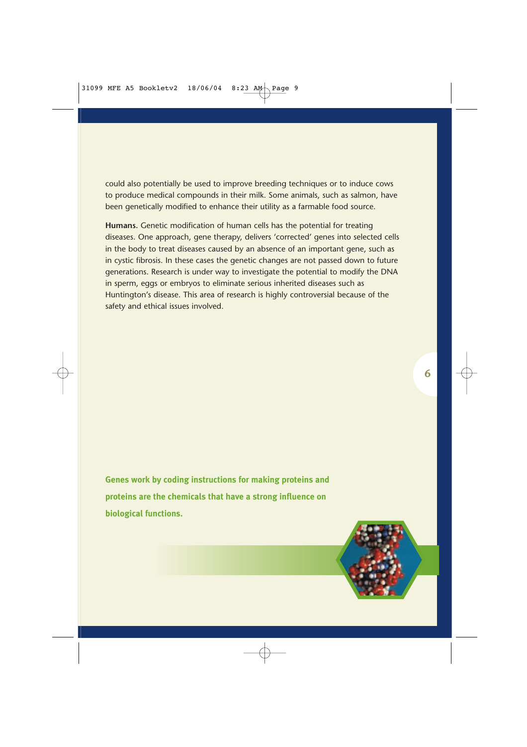could also potentially be used to improve breeding techniques or to induce cows to produce medical compounds in their milk. Some animals, such as salmon, have been genetically modified to enhance their utility as a farmable food source.

**Humans.** Genetic modification of human cells has the potential for treating diseases. One approach, gene therapy, delivers 'corrected' genes into selected cells in the body to treat diseases caused by an absence of an important gene, such as in cystic fibrosis. In these cases the genetic changes are not passed down to future generations. Research is under way to investigate the potential to modify the DNA in sperm, eggs or embryos to eliminate serious inherited diseases such as Huntington's disease. This area of research is highly controversial because of the safety and ethical issues involved.

**Genes work by coding instructions for making proteins and proteins are the chemicals that have a strong influence on biological functions.**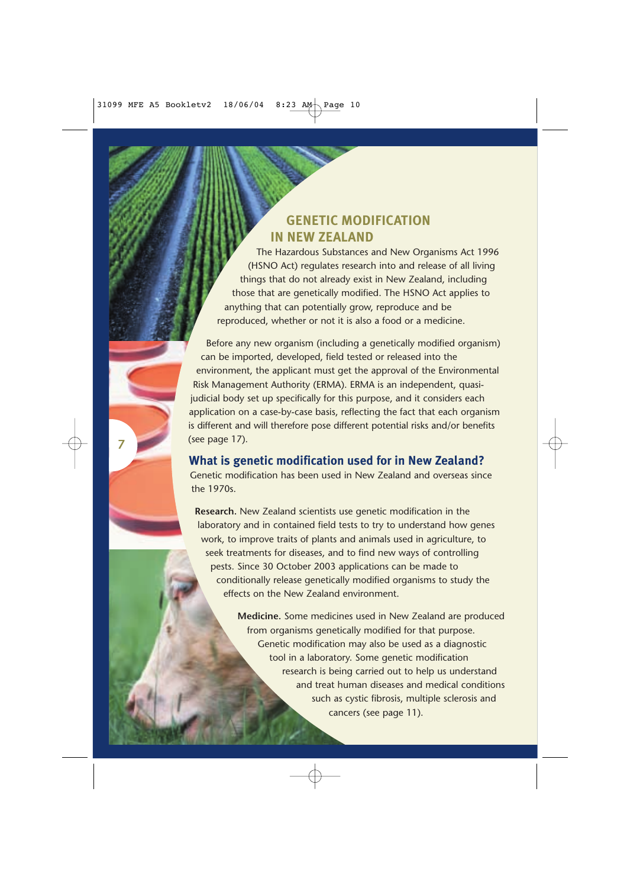# GENETIC MODIFICATION IN NEW ZEALAND

The Hazardous Substances and New Organisms Act 1996 (HSNO Act) regulates research into and release of all living things that do not already exist in New Zealand, including those that are genetically modified. The HSNO Act applies to anything that can potentially grow, reproduce and be reproduced, whether or not it is also a food or a medicine.

Before any new organism (including a genetically modified organism) can be imported, developed, field tested or released into the environment, the applicant must get the approval of the Environmental Risk Management Authority (ERMA). ERMA is an independent, quasi-judicial body set up specifically for this purpose, and it considers each application on a case-by-case basis, reflecting the fact that each organism is different and will therefore pose different potential risks and/or benefits (see page 17).

## What is genetic modification used for in New Zealand?

Genetic modification has been used in New Zealand and overseas since the 1970s.

**Research.** New Zealand scientists use genetic modification in the laboratory and in contained field tests to try to understand how genes work, to improve traits of plants and animals used in agriculture, to seek treatments for diseases, and to find new ways of controlling pests. Since 30 October 2003 applications can be made to conditionally release genetically modified organisms to study the effects on the New Zealand environment.

**Medicine.** Some medicines used in New Zealand are produced from organisms genetically modified for that purpose. Genetic modification may also be used as a diagnostic tool in a laboratory. Some genetic modification research is being carried out to help us understand and treat human diseases and medical conditions such as cystic fibrosis, multiple sclerosis and cancers (see page 11).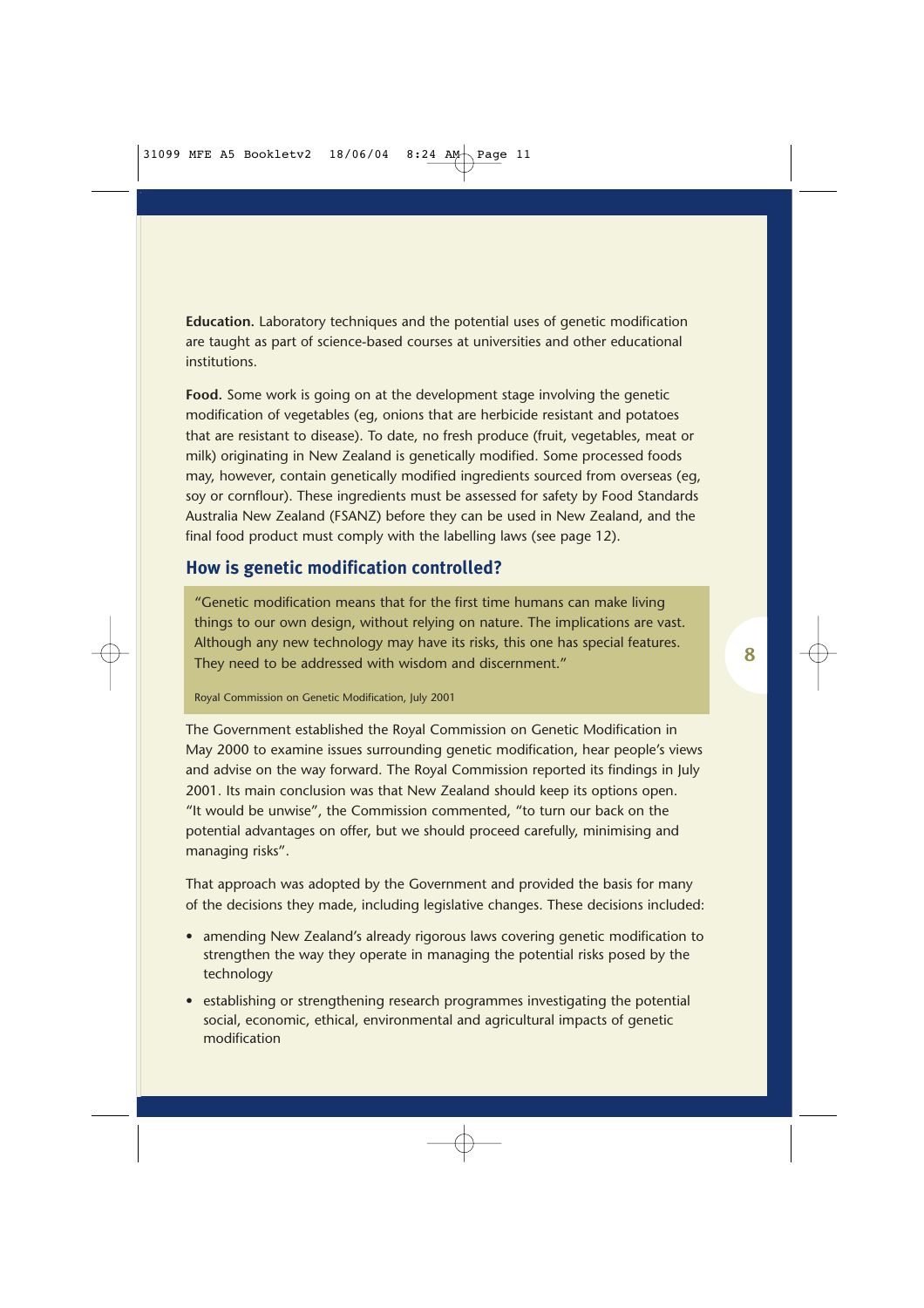**Education.** Laboratory techniques and the potential uses of genetic modification are taught as part of science-based courses at universities and other educational institutions.

**Food.** Some work is going on at the development stage involving the genetic modification of vegetables (eg, onions that are herbicide resistant and potatoes that are resistant to disease). To date, no fresh produce (fruit, vegetables, meat or milk) originating in New Zealand is genetically modified. Some processed foods may, however, contain genetically modified ingredients sourced from overseas (eg, soy or cornflour). These ingredients must be assessed for safety by Food Standards Australia New Zealand (FSANZ) before they can be used in New Zealand, and the final food product must comply with the labelling laws (see page 12).

## How is genetic modification controlled?

> "Genetic modification means that for the first time humans can make living things to our own design, without relying on nature. The implications are vast. Although any new technology may have its risks, this one has special features. They need to be addressed with wisdom and discernment."
>
> Royal Commission on Genetic Modification, July 2001

The Government established the Royal Commission on Genetic Modification in May 2000 to examine issues surrounding genetic modification, hear people's views and advise on the way forward. The Royal Commission reported its findings in July 2001. Its main conclusion was that New Zealand should keep its options open. "It would be unwise", the Commission commented, "to turn our back on the potential advantages on offer, but we should proceed carefully, minimising and managing risks".

That approach was adopted by the Government and provided the basis for many of the decisions they made, including legislative changes. These decisions included:

- amending New Zealand's already rigorous laws covering genetic modification to strengthen the way they operate in managing the potential risks posed by the technology
- establishing or strengthening research programmes investigating the potential social, economic, ethical, environmental and agricultural impacts of genetic modification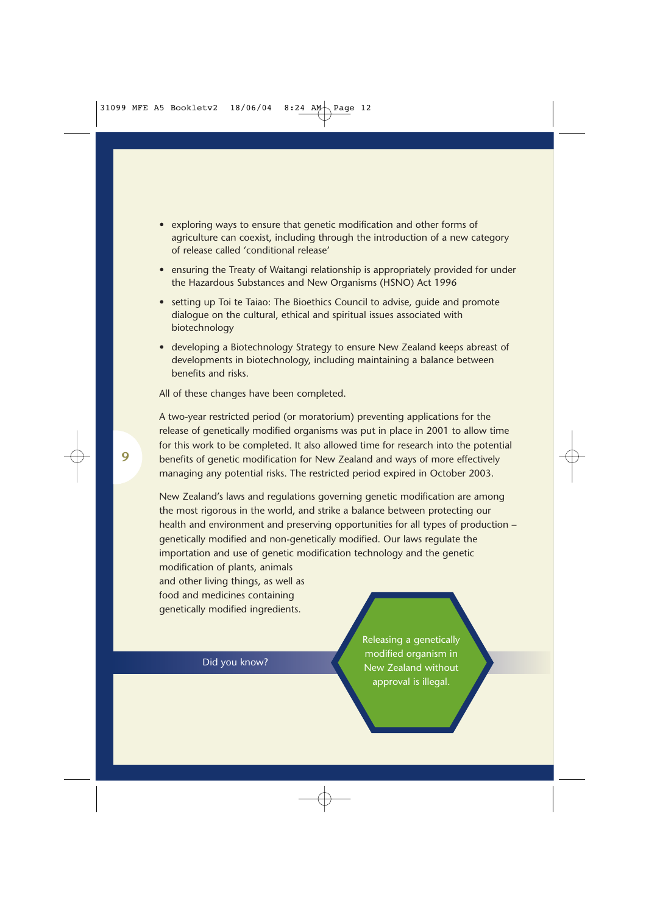- exploring ways to ensure that genetic modification and other forms of agriculture can coexist, including through the introduction of a new category of release called 'conditional release'
- ensuring the Treaty of Waitangi relationship is appropriately provided for under the Hazardous Substances and New Organisms (HSNO) Act 1996
- setting up Toi te Taiao: The Bioethics Council to advise, guide and promote dialogue on the cultural, ethical and spiritual issues associated with biotechnology
- developing a Biotechnology Strategy to ensure New Zealand keeps abreast of developments in biotechnology, including maintaining a balance between benefits and risks.

All of these changes have been completed.

A two-year restricted period (or moratorium) preventing applications for the release of genetically modified organisms was put in place in 2001 to allow time for this work to be completed. It also allowed time for research into the potential benefits of genetic modification for New Zealand and ways of more effectively managing any potential risks. The restricted period expired in October 2003.

New Zealand's laws and regulations governing genetic modification are among the most rigorous in the world, and strike a balance between protecting our health and environment and preserving opportunities for all types of production – genetically modified and non-genetically modified. Our laws regulate the importation and use of genetic modification technology and the genetic modification of plants, animals and other living things, as well as food and medicines containing genetically modified ingredients.

**Did you know?**

Releasing a genetically modified organism in New Zealand without approval is illegal.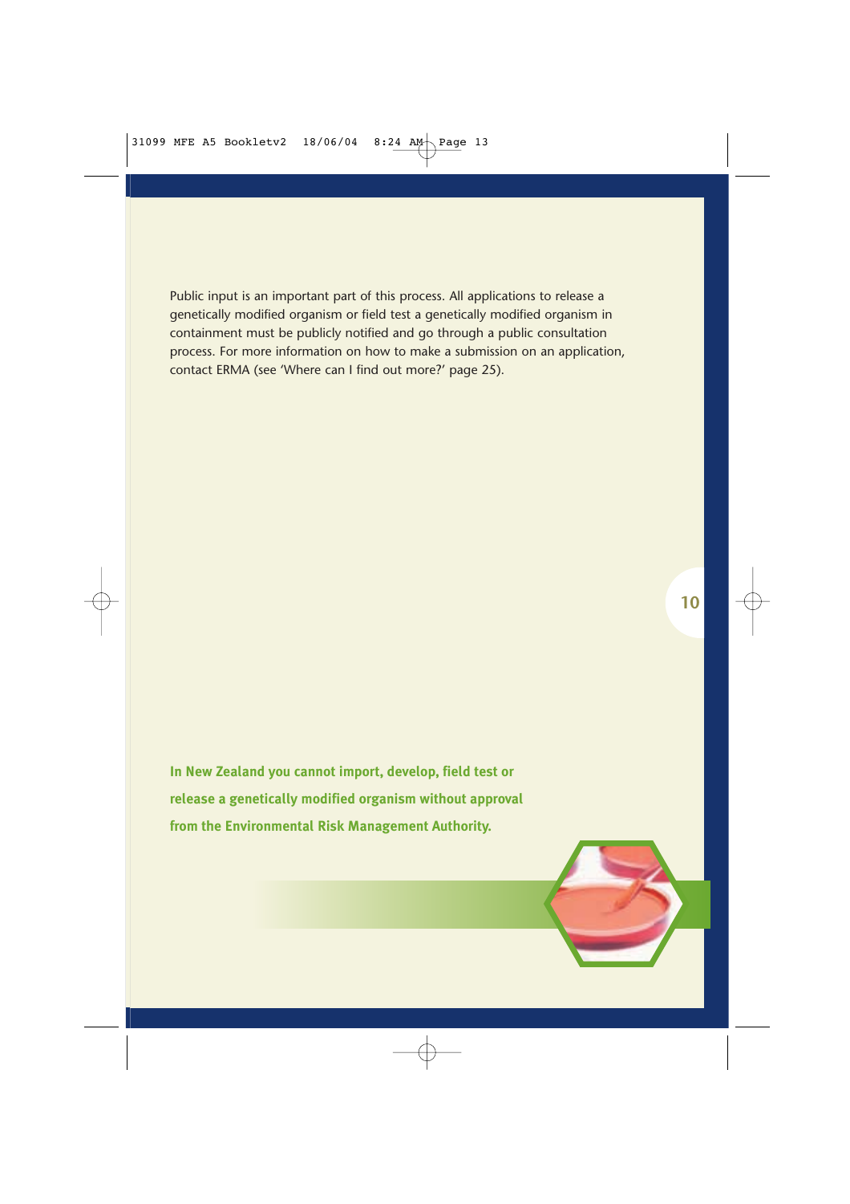Public input is an important part of this process. All applications to release a genetically modified organism or field test a genetically modified organism in containment must be publicly notified and go through a public consultation process. For more information on how to make a submission on an application, contact ERMA (see 'Where can I find out more?' page 25).

**In New Zealand you cannot import, develop, field test or release a genetically modified organism without approval from the Environmental Risk Management Authority.**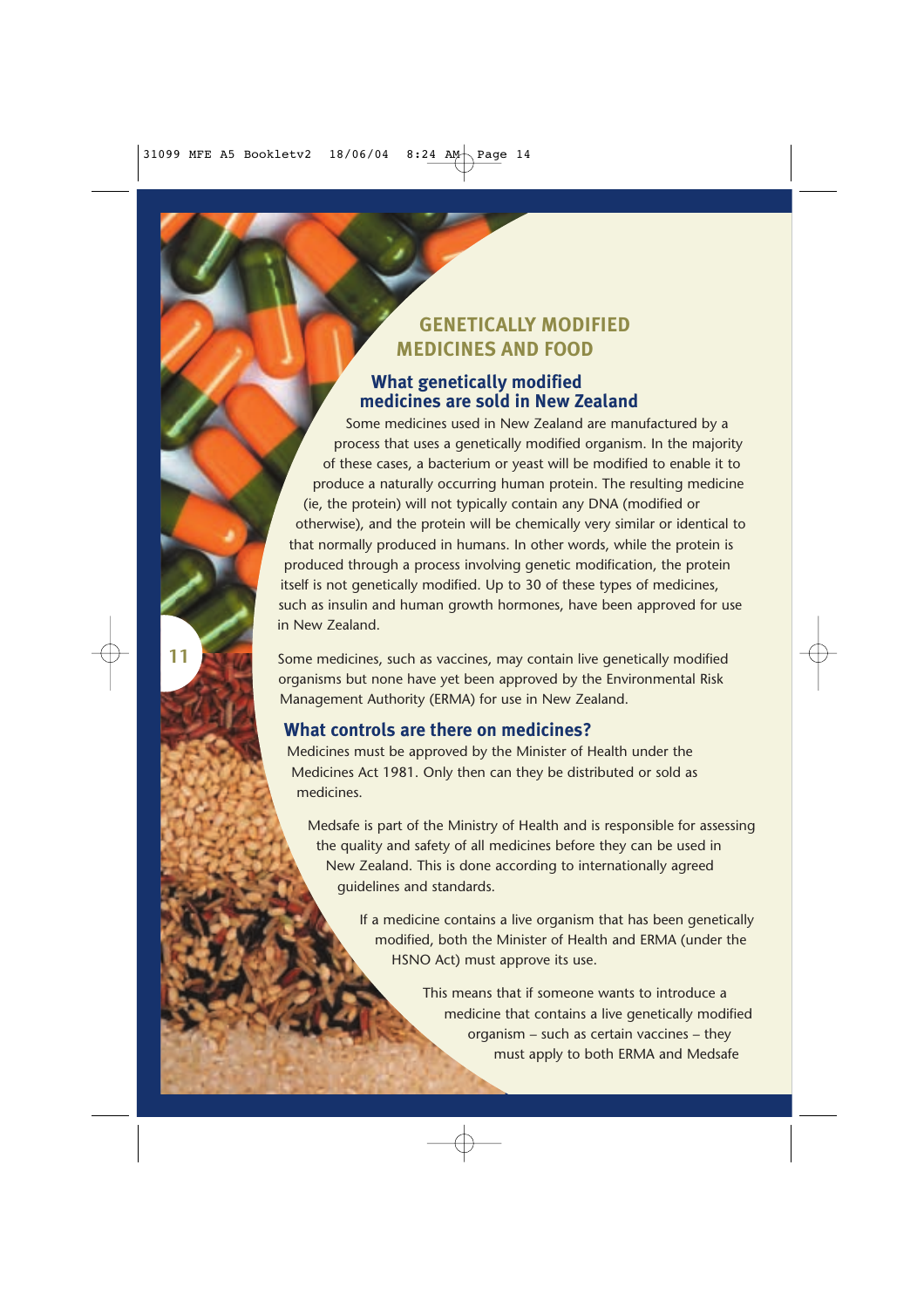# GENETICALLY MODIFIED MEDICINES AND FOOD

## What genetically modified medicines are sold in New Zealand

Some medicines used in New Zealand are manufactured by a process that uses a genetically modified organism. In the majority of these cases, a bacterium or yeast will be modified to enable it to produce a naturally occurring human protein. The resulting medicine (ie, the protein) will not typically contain any DNA (modified or otherwise), and the protein will be chemically very similar or identical to that normally produced in humans. In other words, while the protein is produced through a process involving genetic modification, the protein itself is not genetically modified. Up to 30 of these types of medicines, such as insulin and human growth hormones, have been approved for use in New Zealand.

Some medicines, such as vaccines, may contain live genetically modified organisms but none have yet been approved by the Environmental Risk Management Authority (ERMA) for use in New Zealand.

## What controls are there on medicines?

Medicines must be approved by the Minister of Health under the Medicines Act 1981. Only then can they be distributed or sold as medicines.

Medsafe is part of the Ministry of Health and is responsible for assessing the quality and safety of all medicines before they can be used in New Zealand. This is done according to internationally agreed guidelines and standards.

If a medicine contains a live organism that has been genetically modified, both the Minister of Health and ERMA (under the HSNO Act) must approve its use.

This means that if someone wants to introduce a medicine that contains a live genetically modified organism – such as certain vaccines – they must apply to both ERMA and Medsafe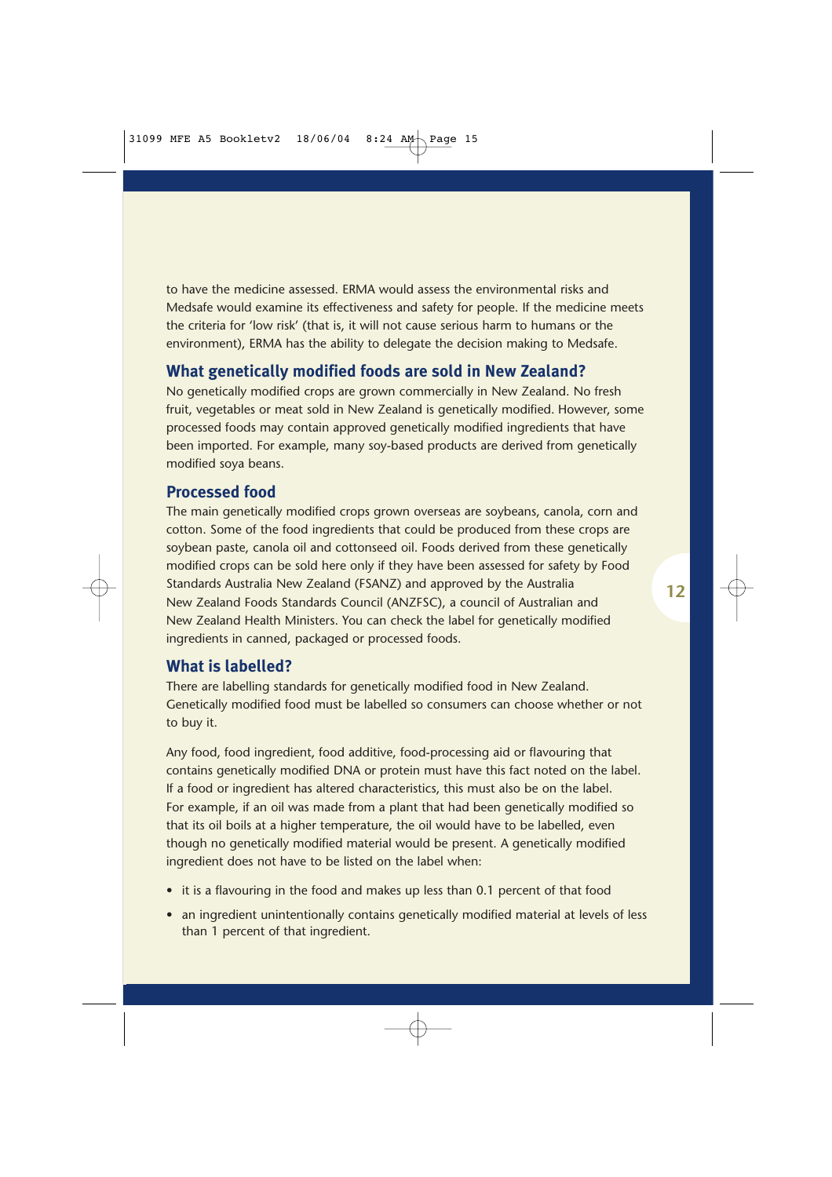to have the medicine assessed. ERMA would assess the environmental risks and Medsafe would examine its effectiveness and safety for people. If the medicine meets the criteria for 'low risk' (that is, it will not cause serious harm to humans or the environment), ERMA has the ability to delegate the decision making to Medsafe.

## What genetically modified foods are sold in New Zealand?

No genetically modified crops are grown commercially in New Zealand. No fresh fruit, vegetables or meat sold in New Zealand is genetically modified. However, some processed foods may contain approved genetically modified ingredients that have been imported. For example, many soy-based products are derived from genetically modified soya beans.

## Processed food

The main genetically modified crops grown overseas are soybeans, canola, corn and cotton. Some of the food ingredients that could be produced from these crops are soybean paste, canola oil and cottonseed oil. Foods derived from these genetically modified crops can be sold here only if they have been assessed for safety by Food Standards Australia New Zealand (FSANZ) and approved by the Australia New Zealand Foods Standards Council (ANZFSC), a council of Australian and New Zealand Health Ministers. You can check the label for genetically modified ingredients in canned, packaged or processed foods.

## What is labelled?

There are labelling standards for genetically modified food in New Zealand. Genetically modified food must be labelled so consumers can choose whether or not to buy it.

Any food, food ingredient, food additive, food-processing aid or flavouring that contains genetically modified DNA or protein must have this fact noted on the label. If a food or ingredient has altered characteristics, this must also be on the label. For example, if an oil was made from a plant that had been genetically modified so that its oil boils at a higher temperature, the oil would have to be labelled, even though no genetically modified material would be present. A genetically modified ingredient does not have to be listed on the label when:

- it is a flavouring in the food and makes up less than 0.1 percent of that food
- an ingredient unintentionally contains genetically modified material at levels of less than 1 percent of that ingredient.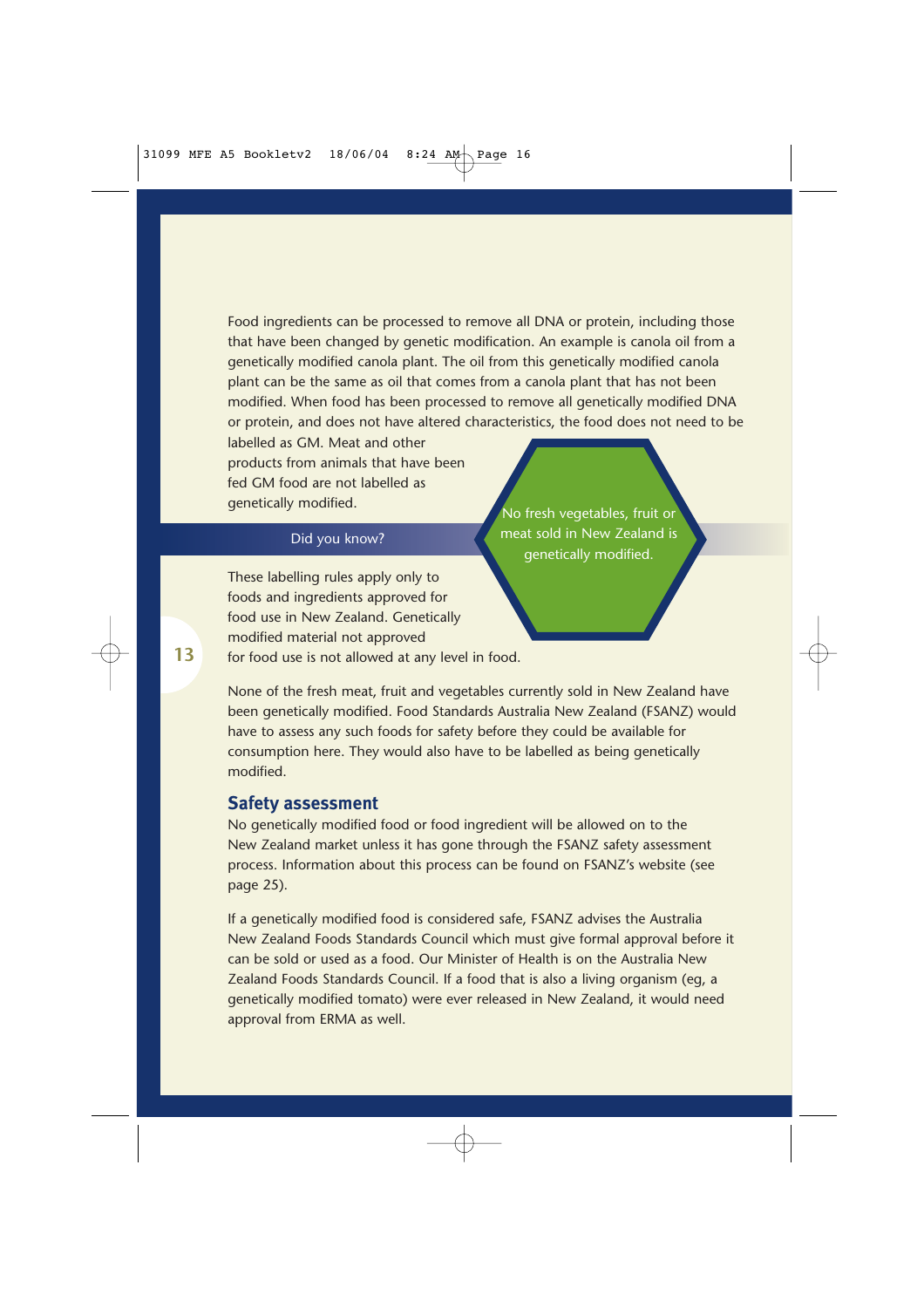Food ingredients can be processed to remove all DNA or protein, including those that have been changed by genetic modification. An example is canola oil from a genetically modified canola plant. The oil from this genetically modified canola plant can be the same as oil that comes from a canola plant that has not been modified. When food has been processed to remove all genetically modified DNA or protein, and does not have altered characteristics, the food does not need to be labelled as GM. Meat and other products from animals that have been fed GM food are not labelled as genetically modified.

**Did you know?**

No fresh vegetables, fruit or meat sold in New Zealand is genetically modified.

These labelling rules apply only to foods and ingredients approved for food use in New Zealand. Genetically modified material not approved for food use is not allowed at any level in food.

None of the fresh meat, fruit and vegetables currently sold in New Zealand have been genetically modified. Food Standards Australia New Zealand (FSANZ) would have to assess any such foods for safety before they could be available for consumption here. They would also have to be labelled as being genetically modified.

## Safety assessment

No genetically modified food or food ingredient will be allowed on to the New Zealand market unless it has gone through the FSANZ safety assessment process. Information about this process can be found on FSANZ's website (see page 25).

If a genetically modified food is considered safe, FSANZ advises the Australia New Zealand Foods Standards Council which must give formal approval before it can be sold or used as a food. Our Minister of Health is on the Australia New Zealand Foods Standards Council. If a food that is also a living organism (eg, a genetically modified tomato) were ever released in New Zealand, it would need approval from ERMA as well.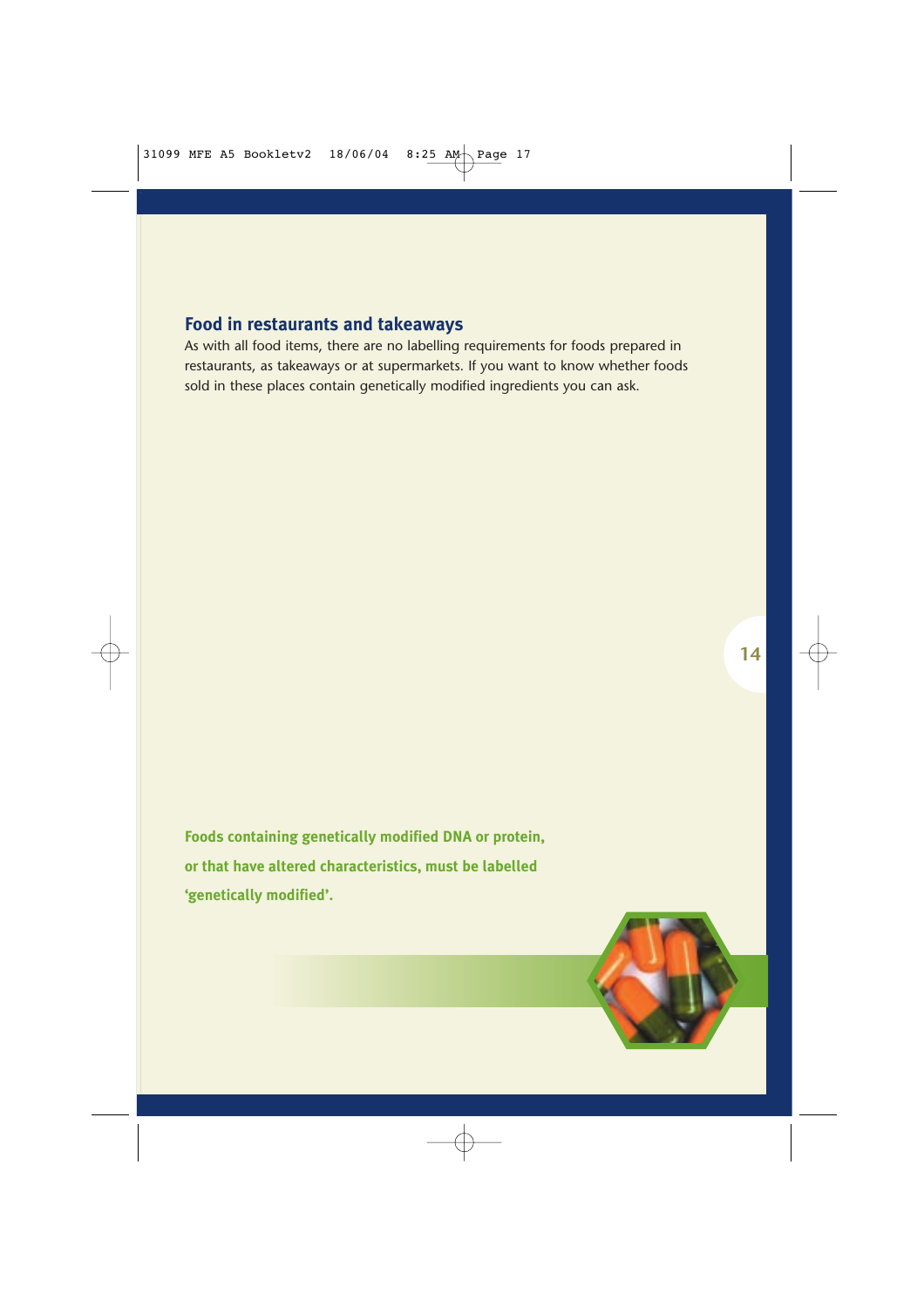## Food in restaurants and takeaways

As with all food items, there are no labelling requirements for foods prepared in restaurants, as takeaways or at supermarkets. If you want to know whether foods sold in these places contain genetically modified ingredients you can ask.

**Foods containing genetically modified DNA or protein, or that have altered characteristics, must be labelled 'genetically modified'.**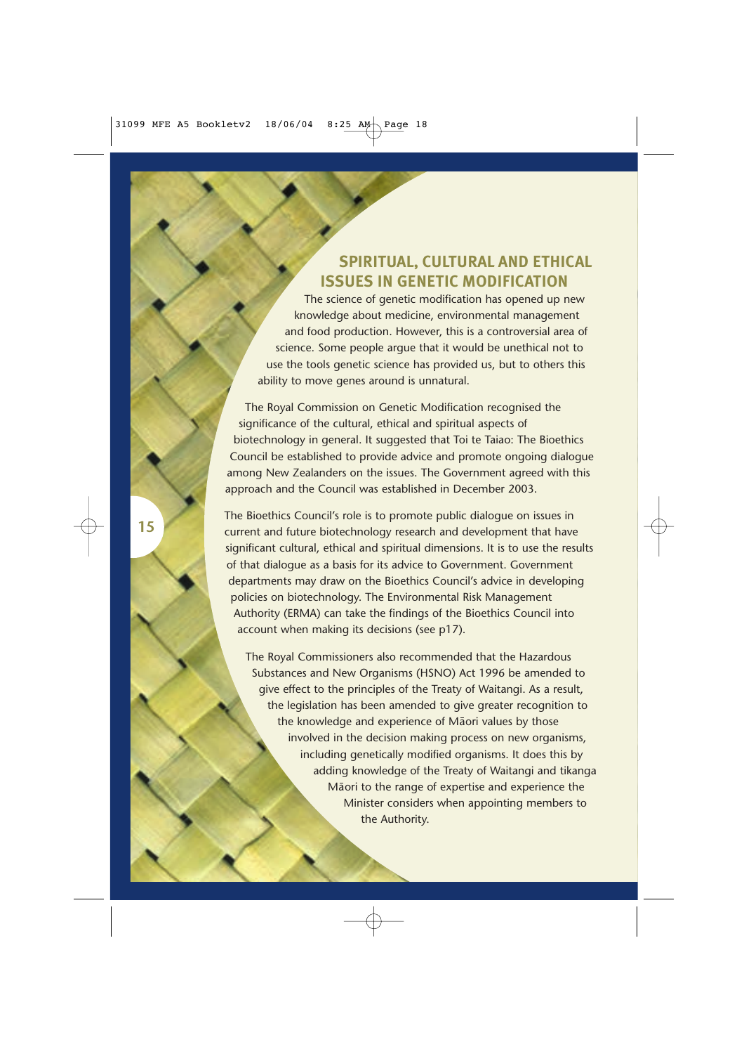## SPIRITUAL, CULTURAL AND ETHICAL ISSUES IN GENETIC MODIFICATION

The science of genetic modification has opened up new knowledge about medicine, environmental management and food production. However, this is a controversial area of science. Some people argue that it would be unethical not to use the tools genetic science has provided us, but to others this ability to move genes around is unnatural.

The Royal Commission on Genetic Modification recognised the significance of the cultural, ethical and spiritual aspects of biotechnology in general. It suggested that Toi te Taiao: The Bioethics Council be established to provide advice and promote ongoing dialogue among New Zealanders on the issues. The Government agreed with this approach and the Council was established in December 2003.

The Bioethics Council's role is to promote public dialogue on issues in current and future biotechnology research and development that have significant cultural, ethical and spiritual dimensions. It is to use the results of that dialogue as a basis for its advice to Government. Government departments may draw on the Bioethics Council's advice in developing policies on biotechnology. The Environmental Risk Management Authority (ERMA) can take the findings of the Bioethics Council into account when making its decisions (see p17).

The Royal Commissioners also recommended that the Hazardous Substances and New Organisms (HSNO) Act 1996 be amended to give effect to the principles of the Treaty of Waitangi. As a result, the legislation has been amended to give greater recognition to the knowledge and experience of Māori values by those involved in the decision making process on new organisms, including genetically modified organisms. It does this by adding knowledge of the Treaty of Waitangi and tikanga Māori to the range of expertise and experience the Minister considers when appointing members to the Authority.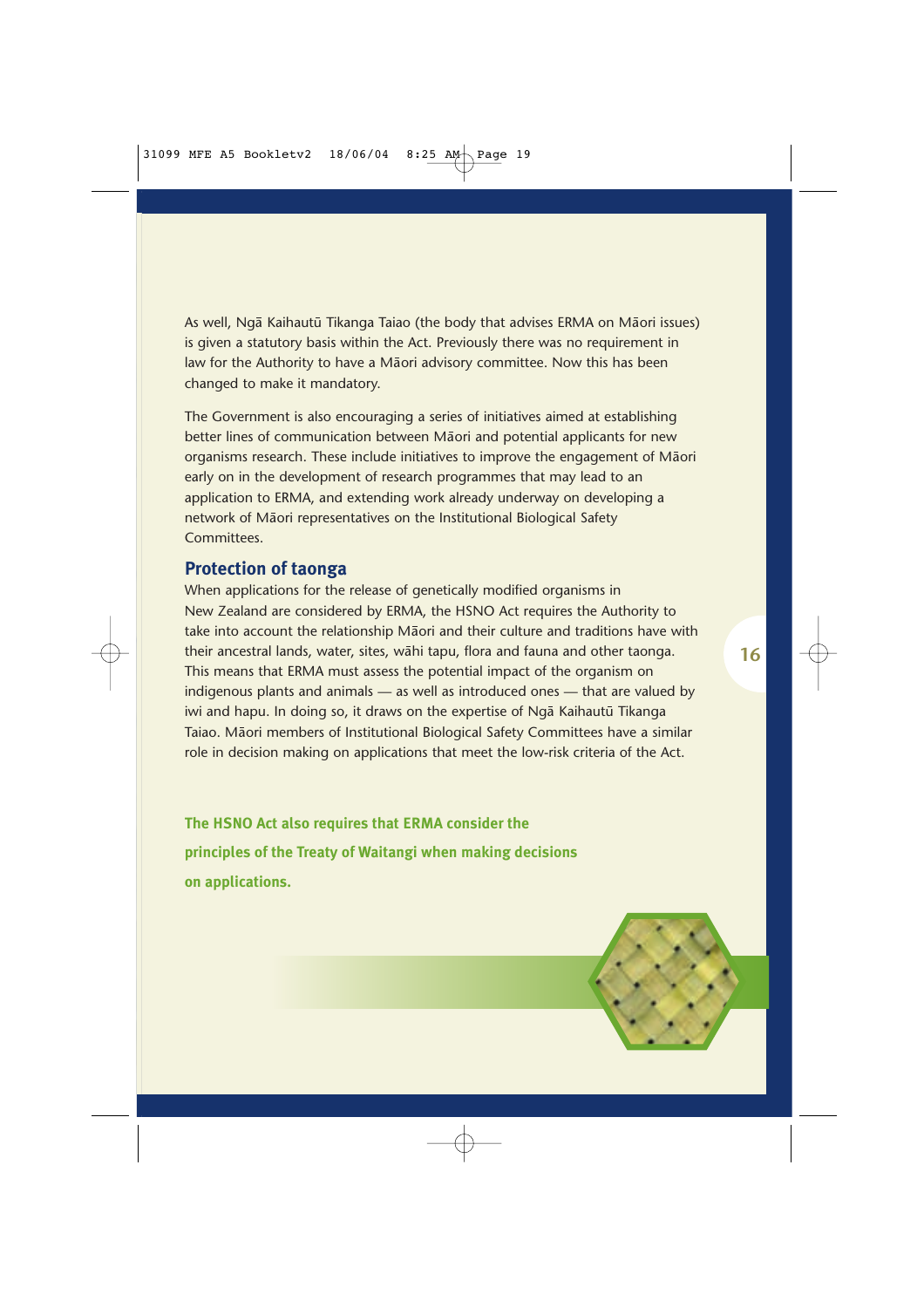As well, Ngā Kaihautū Tikanga Taiao (the body that advises ERMA on Māori issues) is given a statutory basis within the Act. Previously there was no requirement in law for the Authority to have a Māori advisory committee. Now this has been changed to make it mandatory.

The Government is also encouraging a series of initiatives aimed at establishing better lines of communication between Māori and potential applicants for new organisms research. These include initiatives to improve the engagement of Māori early on in the development of research programmes that may lead to an application to ERMA, and extending work already underway on developing a network of Māori representatives on the Institutional Biological Safety Committees.

## Protection of taonga

When applications for the release of genetically modified organisms in New Zealand are considered by ERMA, the HSNO Act requires the Authority to take into account the relationship Māori and their culture and traditions have with their ancestral lands, water, sites, wāhi tapu, flora and fauna and other taonga. This means that ERMA must assess the potential impact of the organism on indigenous plants and animals — as well as introduced ones — that are valued by iwi and hapu. In doing so, it draws on the expertise of Ngā Kaihautū Tikanga Taiao. Māori members of Institutional Biological Safety Committees have a similar role in decision making on applications that meet the low-risk criteria of the Act.

**The HSNO Act also requires that ERMA consider the principles of the Treaty of Waitangi when making decisions on applications.**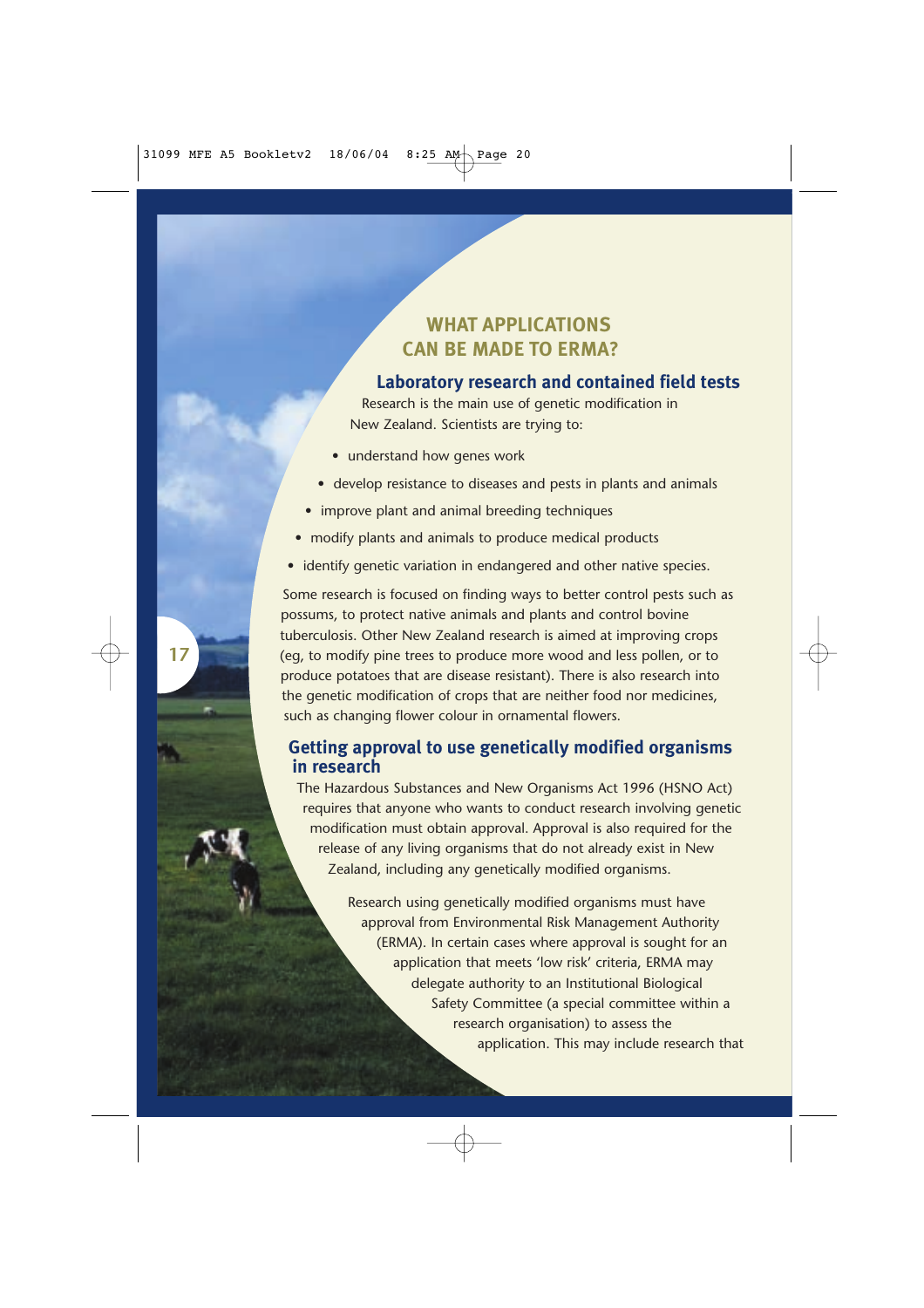## WHAT APPLICATIONS CAN BE MADE TO ERMA?

### Laboratory research and contained field tests

Research is the main use of genetic modification in New Zealand. Scientists are trying to:

- understand how genes work
- develop resistance to diseases and pests in plants and animals
- improve plant and animal breeding techniques
- modify plants and animals to produce medical products
- identify genetic variation in endangered and other native species.

Some research is focused on finding ways to better control pests such as possums, to protect native animals and plants and control bovine tuberculosis. Other New Zealand research is aimed at improving crops (eg, to modify pine trees to produce more wood and less pollen, or to produce potatoes that are disease resistant). There is also research into the genetic modification of crops that are neither food nor medicines, such as changing flower colour in ornamental flowers.

### Getting approval to use genetically modified organisms in research

The Hazardous Substances and New Organisms Act 1996 (HSNO Act) requires that anyone who wants to conduct research involving genetic modification must obtain approval. Approval is also required for the release of any living organisms that do not already exist in New Zealand, including any genetically modified organisms.

Research using genetically modified organisms must have approval from Environmental Risk Management Authority (ERMA). In certain cases where approval is sought for an application that meets 'low risk' criteria, ERMA may delegate authority to an Institutional Biological Safety Committee (a special committee within a research organisation) to assess the application. This may include research that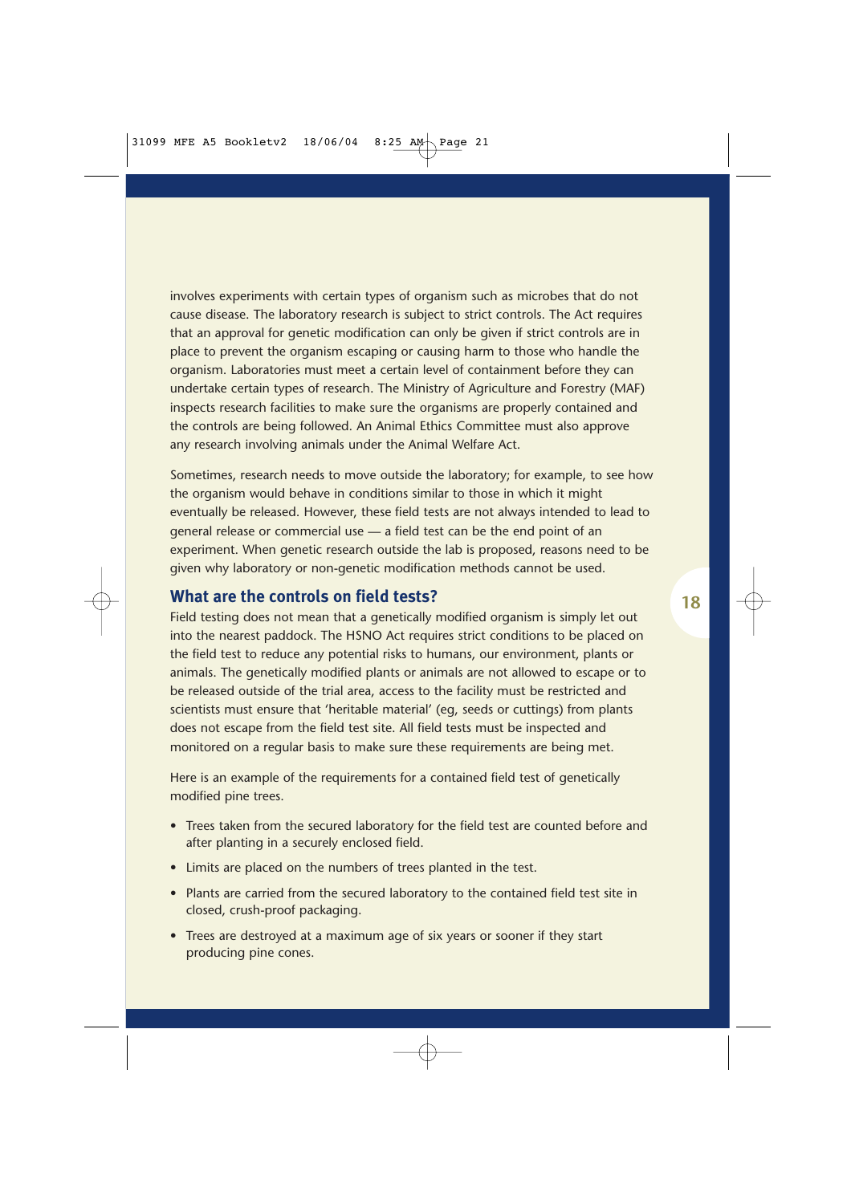involves experiments with certain types of organism such as microbes that do not cause disease. The laboratory research is subject to strict controls. The Act requires that an approval for genetic modification can only be given if strict controls are in place to prevent the organism escaping or causing harm to those who handle the organism. Laboratories must meet a certain level of containment before they can undertake certain types of research. The Ministry of Agriculture and Forestry (MAF) inspects research facilities to make sure the organisms are properly contained and the controls are being followed. An Animal Ethics Committee must also approve any research involving animals under the Animal Welfare Act.

Sometimes, research needs to move outside the laboratory; for example, to see how the organism would behave in conditions similar to those in which it might eventually be released. However, these field tests are not always intended to lead to general release or commercial use — a field test can be the end point of an experiment. When genetic research outside the lab is proposed, reasons need to be given why laboratory or non-genetic modification methods cannot be used.

## What are the controls on field tests?

Field testing does not mean that a genetically modified organism is simply let out into the nearest paddock. The HSNO Act requires strict conditions to be placed on the field test to reduce any potential risks to humans, our environment, plants or animals. The genetically modified plants or animals are not allowed to escape or to be released outside of the trial area, access to the facility must be restricted and scientists must ensure that 'heritable material' (eg, seeds or cuttings) from plants does not escape from the field test site. All field tests must be inspected and monitored on a regular basis to make sure these requirements are being met.

Here is an example of the requirements for a contained field test of genetically modified pine trees.

- Trees taken from the secured laboratory for the field test are counted before and after planting in a securely enclosed field.
- Limits are placed on the numbers of trees planted in the test.
- Plants are carried from the secured laboratory to the contained field test site in closed, crush-proof packaging.
- Trees are destroyed at a maximum age of six years or sooner if they start producing pine cones.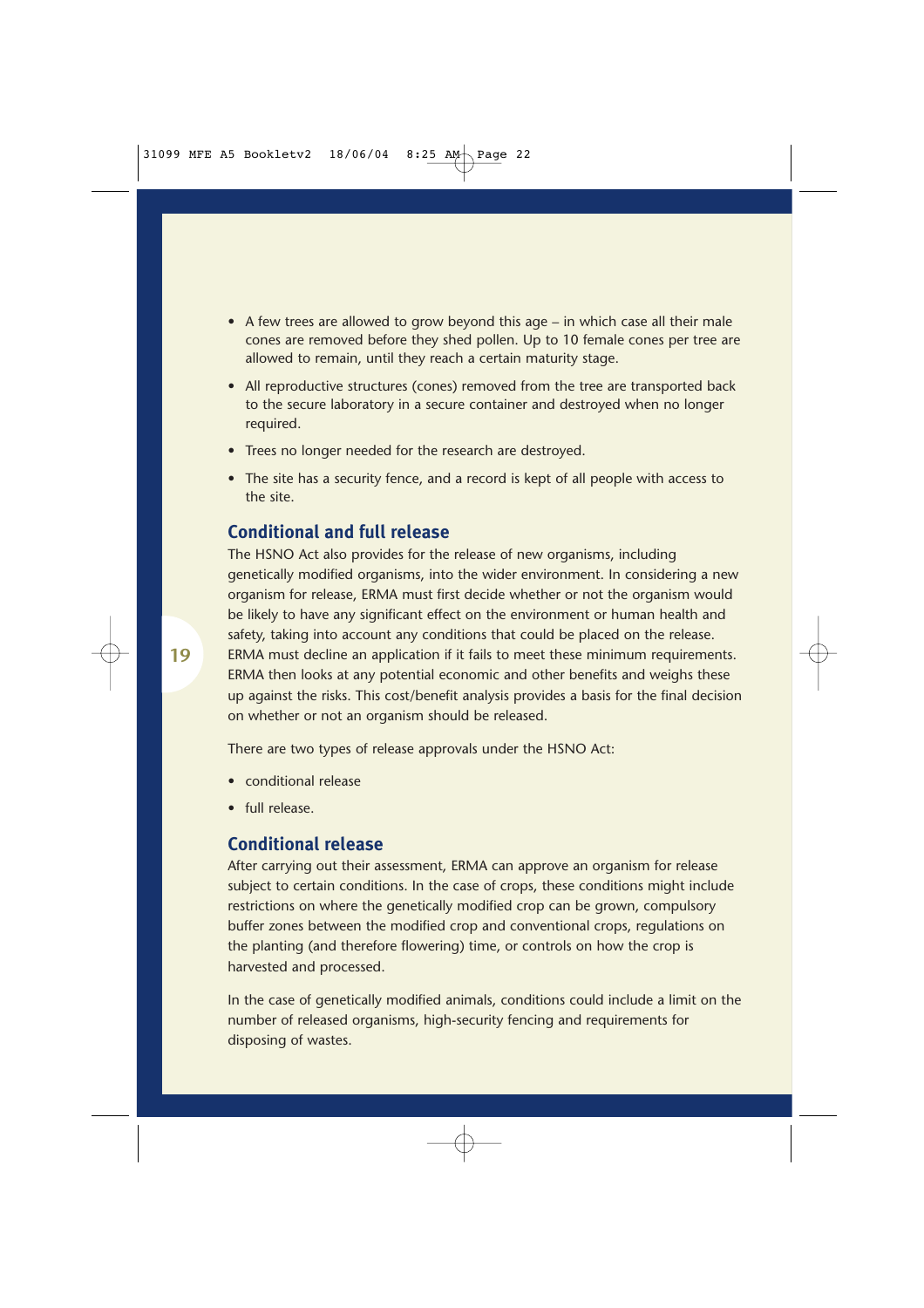- A few trees are allowed to grow beyond this age – in which case all their male cones are removed before they shed pollen. Up to 10 female cones per tree are allowed to remain, until they reach a certain maturity stage.
- All reproductive structures (cones) removed from the tree are transported back to the secure laboratory in a secure container and destroyed when no longer required.
- Trees no longer needed for the research are destroyed.
- The site has a security fence, and a record is kept of all people with access to the site.

## Conditional and full release

The HSNO Act also provides for the release of new organisms, including genetically modified organisms, into the wider environment. In considering a new organism for release, ERMA must first decide whether or not the organism would be likely to have any significant effect on the environment or human health and safety, taking into account any conditions that could be placed on the release. ERMA must decline an application if it fails to meet these minimum requirements. ERMA then looks at any potential economic and other benefits and weighs these up against the risks. This cost/benefit analysis provides a basis for the final decision on whether or not an organism should be released.

There are two types of release approvals under the HSNO Act:

- conditional release
- full release.

## Conditional release

After carrying out their assessment, ERMA can approve an organism for release subject to certain conditions. In the case of crops, these conditions might include restrictions on where the genetically modified crop can be grown, compulsory buffer zones between the modified crop and conventional crops, regulations on the planting (and therefore flowering) time, or controls on how the crop is harvested and processed.

In the case of genetically modified animals, conditions could include a limit on the number of released organisms, high-security fencing and requirements for disposing of wastes.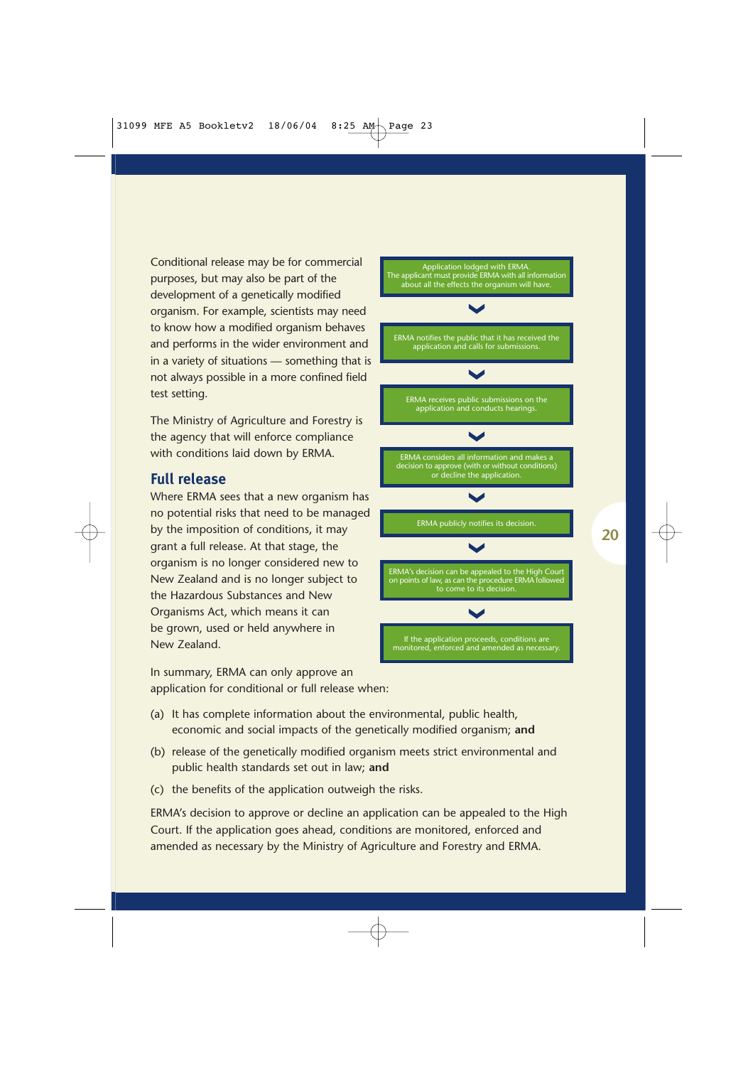Conditional release may be for commercial purposes, but may also be part of the development of a genetically modified organism. For example, scientists may need to know how a modified organism behaves and performs in the wider environment and in a variety of situations — something that is not always possible in a more confined field test setting.

The Ministry of Agriculture and Forestry is the agency that will enforce compliance with conditions laid down by ERMA.

## Full release

Where ERMA sees that a new organism has no potential risks that need to be managed by the imposition of conditions, it may grant a full release. At that stage, the organism is no longer considered new to New Zealand and is no longer subject to the Hazardous Substances and New Organisms Act, which means it can be grown, used or held anywhere in New Zealand.

Application lodged with ERMA. The applicant must provide ERMA with all information about all the effects the organism will have.

↓

ERMA notifies the public that it has received the application and calls for submissions.

↓

ERMA receives public submissions on the application and conducts hearings.

↓

ERMA considers all information and makes a decision to approve (with or without conditions) or decline the application.

↓

ERMA publicly notifies its decision.

↓

ERMA's decision can be appealed to the High Court on points of law, as can the procedure ERMA followed to come to its decision.

↓

If the application proceeds, conditions are monitored, enforced and amended as necessary.

In summary, ERMA can only approve an application for conditional or full release when:

(a) It has complete information about the environmental, public health, economic and social impacts of the genetically modified organism; **and**

(b) release of the genetically modified organism meets strict environmental and public health standards set out in law; **and**

(c) the benefits of the application outweigh the risks.

ERMA's decision to approve or decline an application can be appealed to the High Court. If the application goes ahead, conditions are monitored, enforced and amended as necessary by the Ministry of Agriculture and Forestry and ERMA.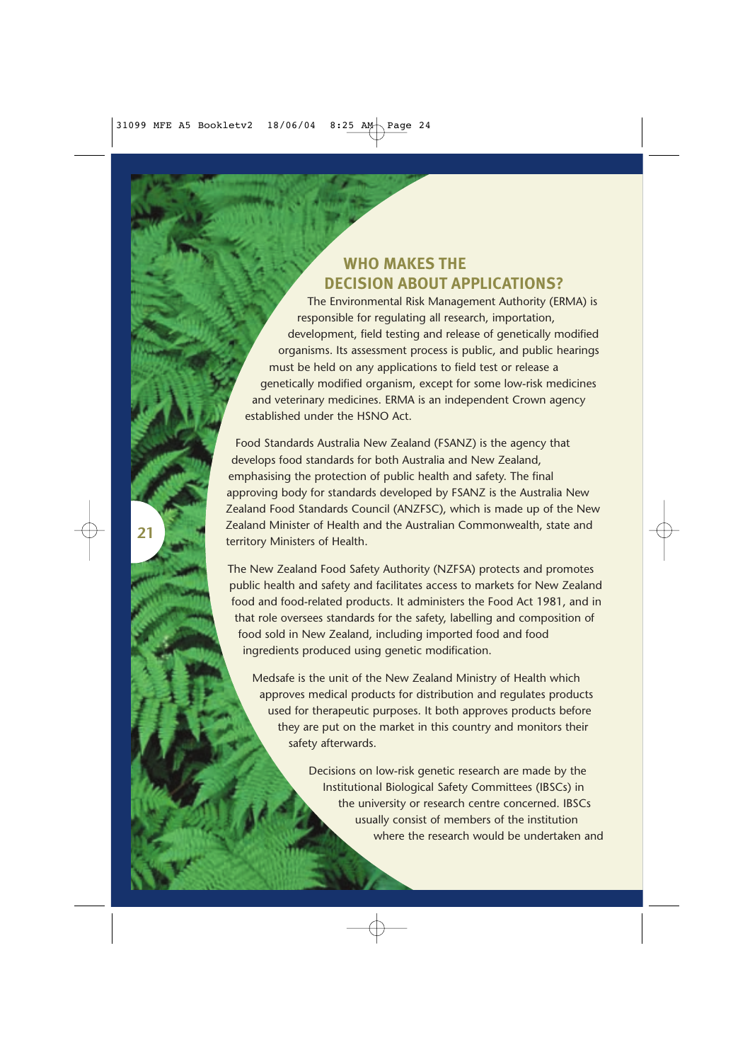## WHO MAKES THE DECISION ABOUT APPLICATIONS?

The Environmental Risk Management Authority (ERMA) is responsible for regulating all research, importation, development, field testing and release of genetically modified organisms. Its assessment process is public, and public hearings must be held on any applications to field test or release a genetically modified organism, except for some low-risk medicines and veterinary medicines. ERMA is an independent Crown agency established under the HSNO Act.

Food Standards Australia New Zealand (FSANZ) is the agency that develops food standards for both Australia and New Zealand, emphasising the protection of public health and safety. The final approving body for standards developed by FSANZ is the Australia New Zealand Food Standards Council (ANZFSC), which is made up of the New Zealand Minister of Health and the Australian Commonwealth, state and territory Ministers of Health.

The New Zealand Food Safety Authority (NZFSA) protects and promotes public health and safety and facilitates access to markets for New Zealand food and food-related products. It administers the Food Act 1981, and in that role oversees standards for the safety, labelling and composition of food sold in New Zealand, including imported food and food ingredients produced using genetic modification.

Medsafe is the unit of the New Zealand Ministry of Health which approves medical products for distribution and regulates products used for therapeutic purposes. It both approves products before they are put on the market in this country and monitors their safety afterwards.

Decisions on low-risk genetic research are made by the Institutional Biological Safety Committees (IBSCs) in the university or research centre concerned. IBSCs usually consist of members of the institution where the research would be undertaken and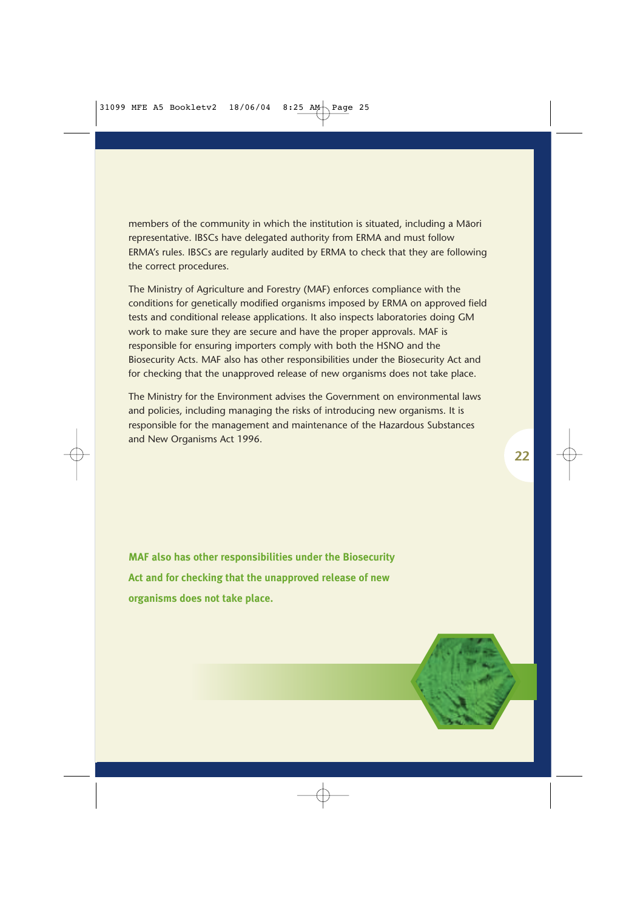members of the community in which the institution is situated, including a Māori representative. IBSCs have delegated authority from ERMA and must follow ERMA's rules. IBSCs are regularly audited by ERMA to check that they are following the correct procedures.

The Ministry of Agriculture and Forestry (MAF) enforces compliance with the conditions for genetically modified organisms imposed by ERMA on approved field tests and conditional release applications. It also inspects laboratories doing GM work to make sure they are secure and have the proper approvals. MAF is responsible for ensuring importers comply with both the HSNO and the Biosecurity Acts. MAF also has other responsibilities under the Biosecurity Act and for checking that the unapproved release of new organisms does not take place.

The Ministry for the Environment advises the Government on environmental laws and policies, including managing the risks of introducing new organisms. It is responsible for the management and maintenance of the Hazardous Substances and New Organisms Act 1996.

**MAF also has other responsibilities under the Biosecurity Act and for checking that the unapproved release of new organisms does not take place.**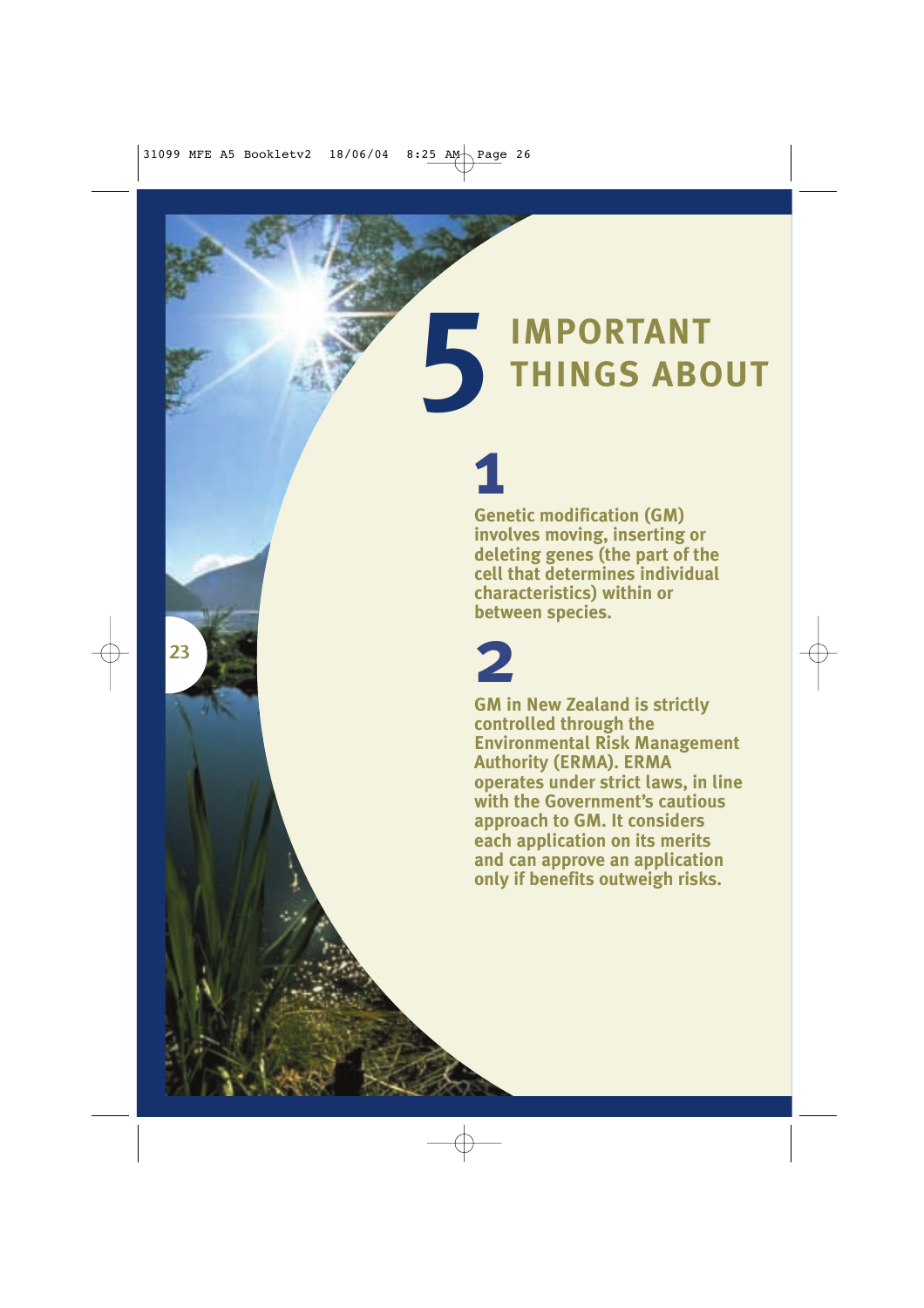# 5 IMPORTANT THINGS ABOUT

## 1

Genetic modification (GM) involves moving, inserting or deleting genes (the part of the cell that determines individual characteristics) within or between species.

## 2

GM in New Zealand is strictly controlled through the Environmental Risk Management Authority (ERMA). ERMA operates under strict laws, in line with the Government's cautious approach to GM. It considers each application on its merits and can approve an application only if benefits outweigh risks.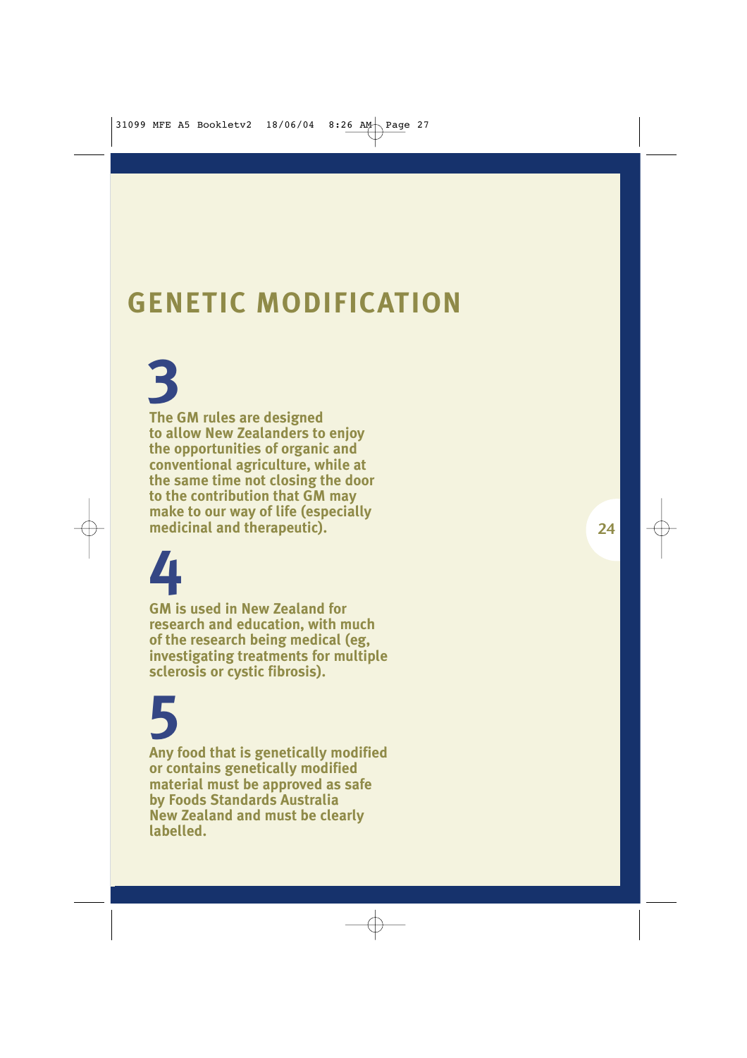# GENETIC MODIFICATION

## 3

**The GM rules are designed to allow New Zealanders to enjoy the opportunities of organic and conventional agriculture, while at the same time not closing the door to the contribution that GM may make to our way of life (especially medicinal and therapeutic).**

## 4

**GM is used in New Zealand for research and education, with much of the research being medical (eg, investigating treatments for multiple sclerosis or cystic fibrosis).**

## 5

**Any food that is genetically modified or contains genetically modified material must be approved as safe by Foods Standards Australia New Zealand and must be clearly labelled.**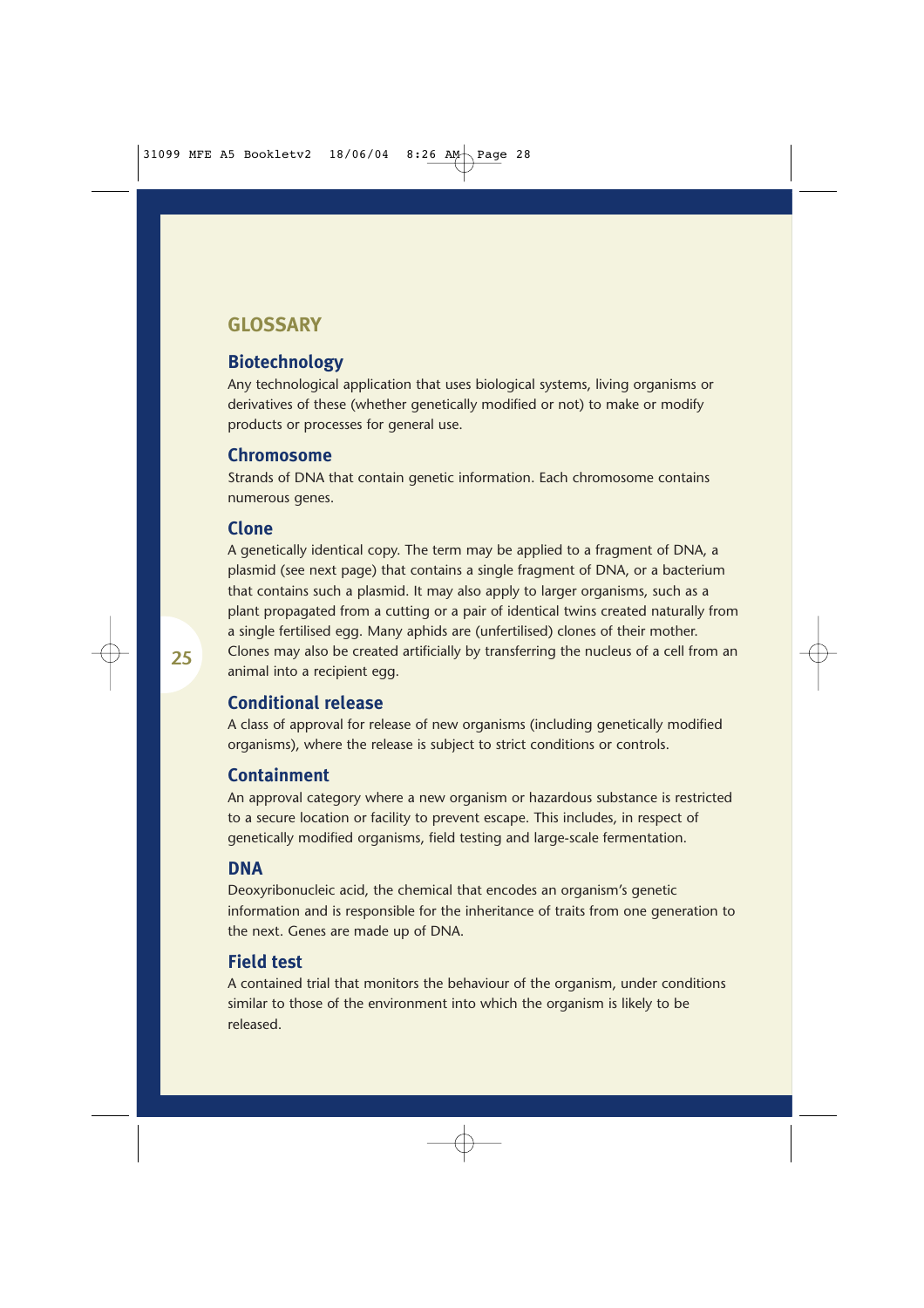## GLOSSARY

### Biotechnology

Any technological application that uses biological systems, living organisms or derivatives of these (whether genetically modified or not) to make or modify products or processes for general use.

### Chromosome

Strands of DNA that contain genetic information. Each chromosome contains numerous genes.

### Clone

A genetically identical copy. The term may be applied to a fragment of DNA, a plasmid (see next page) that contains a single fragment of DNA, or a bacterium that contains such a plasmid. It may also apply to larger organisms, such as a plant propagated from a cutting or a pair of identical twins created naturally from a single fertilised egg. Many aphids are (unfertilised) clones of their mother. Clones may also be created artificially by transferring the nucleus of a cell from an animal into a recipient egg.

### Conditional release

A class of approval for release of new organisms (including genetically modified organisms), where the release is subject to strict conditions or controls.

### Containment

An approval category where a new organism or hazardous substance is restricted to a secure location or facility to prevent escape. This includes, in respect of genetically modified organisms, field testing and large-scale fermentation.

### DNA

Deoxyribonucleic acid, the chemical that encodes an organism's genetic information and is responsible for the inheritance of traits from one generation to the next. Genes are made up of DNA.

### Field test

A contained trial that monitors the behaviour of the organism, under conditions similar to those of the environment into which the organism is likely to be released.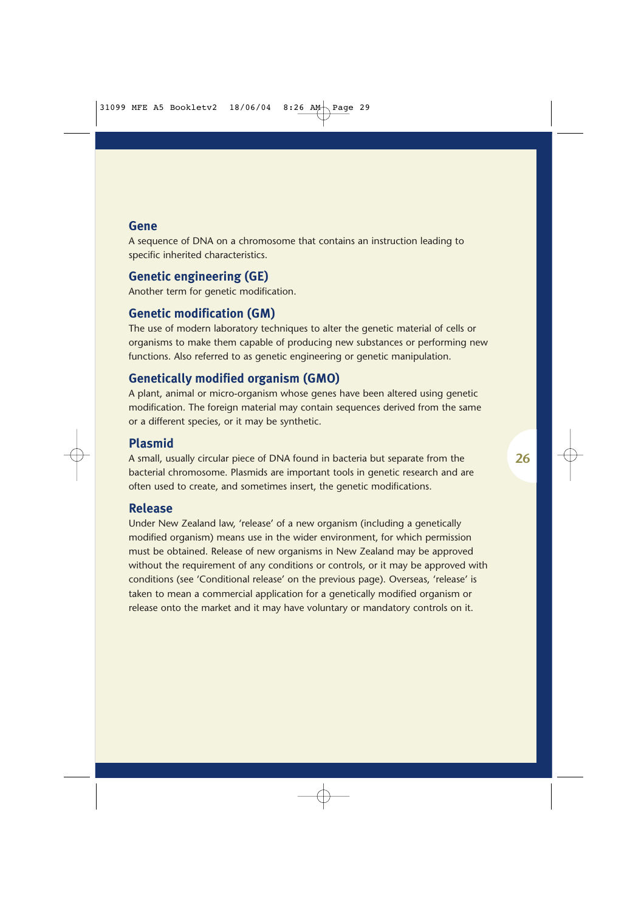### Gene

A sequence of DNA on a chromosome that contains an instruction leading to specific inherited characteristics.

### Genetic engineering (GE)

Another term for genetic modification.

### Genetic modification (GM)

The use of modern laboratory techniques to alter the genetic material of cells or organisms to make them capable of producing new substances or performing new functions. Also referred to as genetic engineering or genetic manipulation.

### Genetically modified organism (GMO)

A plant, animal or micro-organism whose genes have been altered using genetic modification. The foreign material may contain sequences derived from the same or a different species, or it may be synthetic.

### Plasmid

A small, usually circular piece of DNA found in bacteria but separate from the bacterial chromosome. Plasmids are important tools in genetic research and are often used to create, and sometimes insert, the genetic modifications.

### Release

Under New Zealand law, 'release' of a new organism (including a genetically modified organism) means use in the wider environment, for which permission must be obtained. Release of new organisms in New Zealand may be approved without the requirement of any conditions or controls, or it may be approved with conditions (see 'Conditional release' on the previous page). Overseas, 'release' is taken to mean a commercial application for a genetically modified organism or release onto the market and it may have voluntary or mandatory controls on it.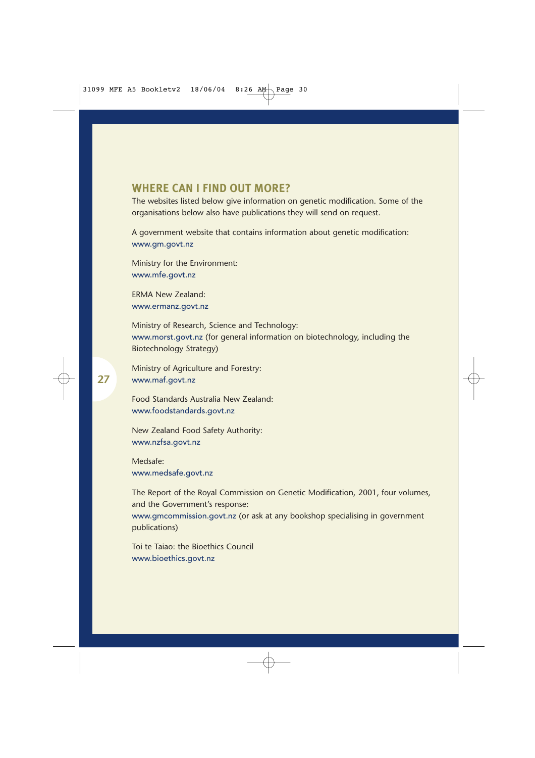## WHERE CAN I FIND OUT MORE?

The websites listed below give information on genetic modification. Some of the organisations below also have publications they will send on request.

A government website that contains information about genetic modification:
www.gm.govt.nz

Ministry for the Environment:
www.mfe.govt.nz

ERMA New Zealand:
www.ermanz.govt.nz

Ministry of Research, Science and Technology:
www.morst.govt.nz (for general information on biotechnology, including the Biotechnology Strategy)

Ministry of Agriculture and Forestry:
www.maf.govt.nz

Food Standards Australia New Zealand:
www.foodstandards.govt.nz

New Zealand Food Safety Authority:
www.nzfsa.govt.nz

Medsafe:
www.medsafe.govt.nz

The Report of the Royal Commission on Genetic Modification, 2001, four volumes, and the Government's response:
www.gmcommission.govt.nz (or ask at any bookshop specialising in government publications)

Toi te Taiao: the Bioethics Council
www.bioethics.govt.nz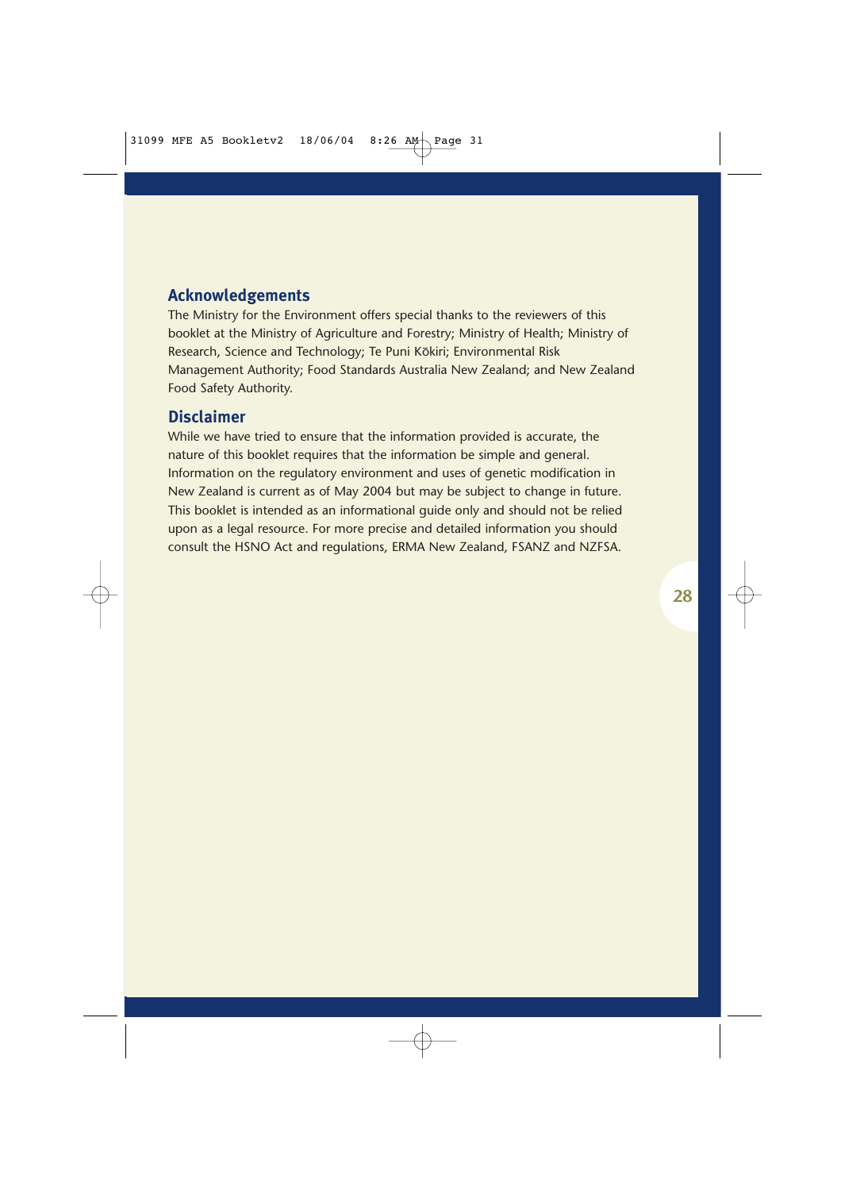## Acknowledgements

The Ministry for the Environment offers special thanks to the reviewers of this booklet at the Ministry of Agriculture and Forestry; Ministry of Health; Ministry of Research, Science and Technology; Te Puni Kōkiri; Environmental Risk Management Authority; Food Standards Australia New Zealand; and New Zealand Food Safety Authority.

## Disclaimer

While we have tried to ensure that the information provided is accurate, the nature of this booklet requires that the information be simple and general. Information on the regulatory environment and uses of genetic modification in New Zealand is current as of May 2004 but may be subject to change in future. This booklet is intended as an informational guide only and should not be relied upon as a legal resource. For more precise and detailed information you should consult the HSNO Act and regulations, ERMA New Zealand, FSANZ and NZFSA.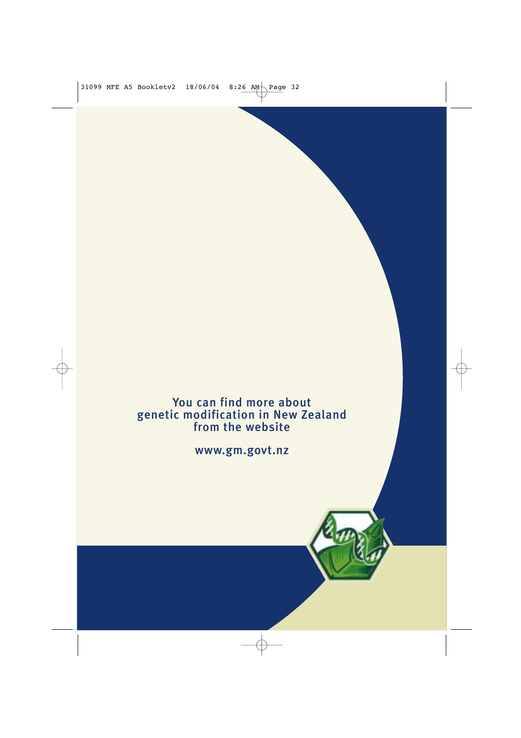You can find more about genetic modification in New Zealand from the website

www.gm.govt.nz